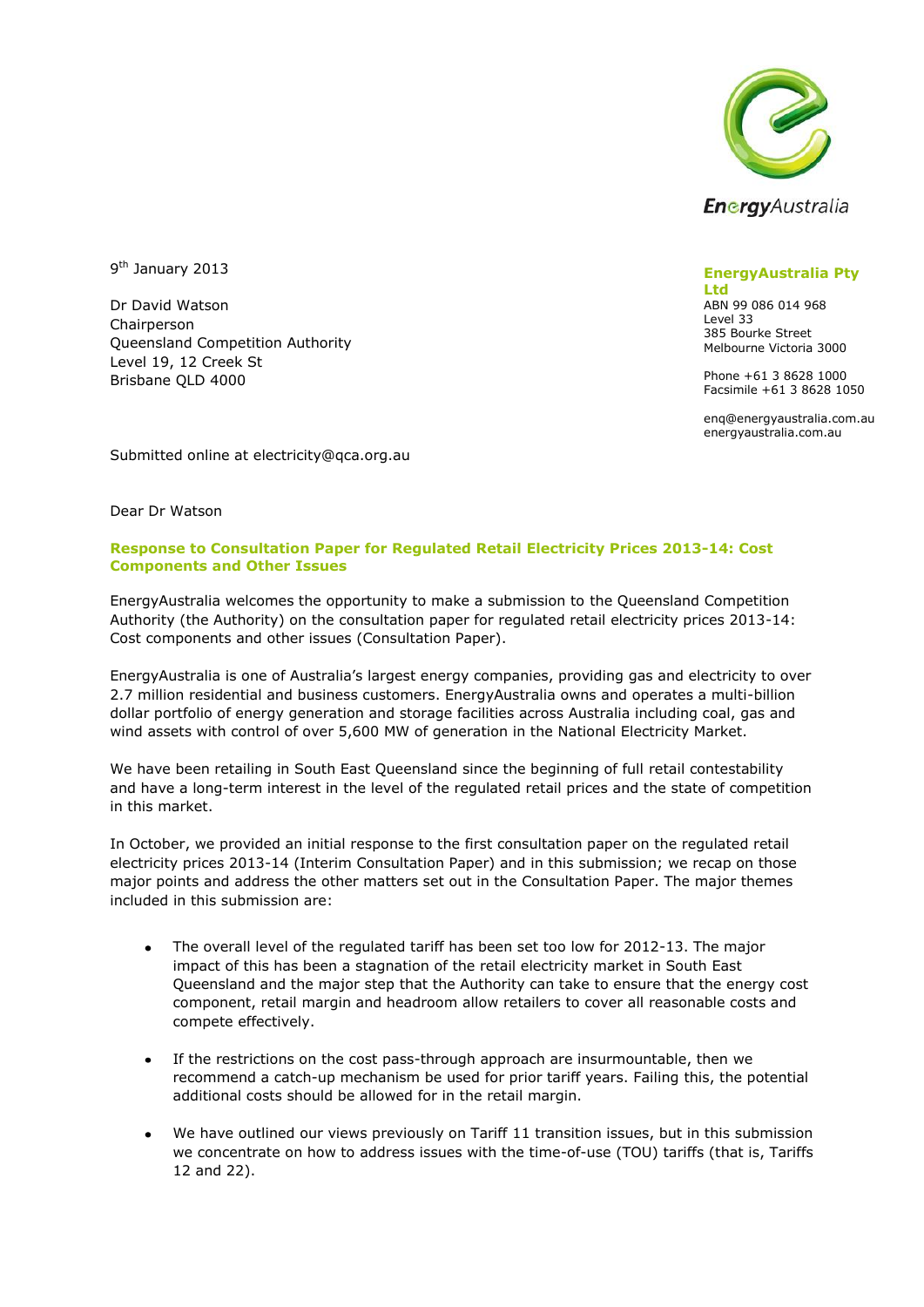EnergyAustralia

9th January 2013

**EnergyAustralia Pty Ltd**
ABN 99 086 014 968
Level 33
385 Bourke Street
Melbourne Victoria 3000

Phone +61 3 8628 1000
Facsimile +61 3 8628 1050

enq@energyaustralia.com.au
energyaustralia.com.au

Dr David Watson
Chairperson
Queensland Competition Authority
Level 19, 12 Creek St
Brisbane QLD 4000

Submitted online at electricity@qca.org.au

Dear Dr Watson

**Response to Consultation Paper for Regulated Retail Electricity Prices 2013-14: Cost Components and Other Issues**

EnergyAustralia welcomes the opportunity to make a submission to the Queensland Competition Authority (the Authority) on the consultation paper for regulated retail electricity prices 2013-14: Cost components and other issues (Consultation Paper).

EnergyAustralia is one of Australia's largest energy companies, providing gas and electricity to over 2.7 million residential and business customers. EnergyAustralia owns and operates a multi-billion dollar portfolio of energy generation and storage facilities across Australia including coal, gas and wind assets with control of over 5,600 MW of generation in the National Electricity Market.

We have been retailing in South East Queensland since the beginning of full retail contestability and have a long-term interest in the level of the regulated retail prices and the state of competition in this market.

In October, we provided an initial response to the first consultation paper on the regulated retail electricity prices 2013-14 (Interim Consultation Paper) and in this submission; we recap on those major points and address the other matters set out in the Consultation Paper. The major themes included in this submission are:

- The overall level of the regulated tariff has been set too low for 2012-13. The major impact of this has been a stagnation of the retail electricity market in South East Queensland and the major step that the Authority can take to ensure that the energy cost component, retail margin and headroom allow retailers to cover all reasonable costs and compete effectively.
- If the restrictions on the cost pass-through approach are insurmountable, then we recommend a catch-up mechanism be used for prior tariff years. Failing this, the potential additional costs should be allowed for in the retail margin.
- We have outlined our views previously on Tariff 11 transition issues, but in this submission we concentrate on how to address issues with the time-of-use (TOU) tariffs (that is, Tariffs 12 and 22).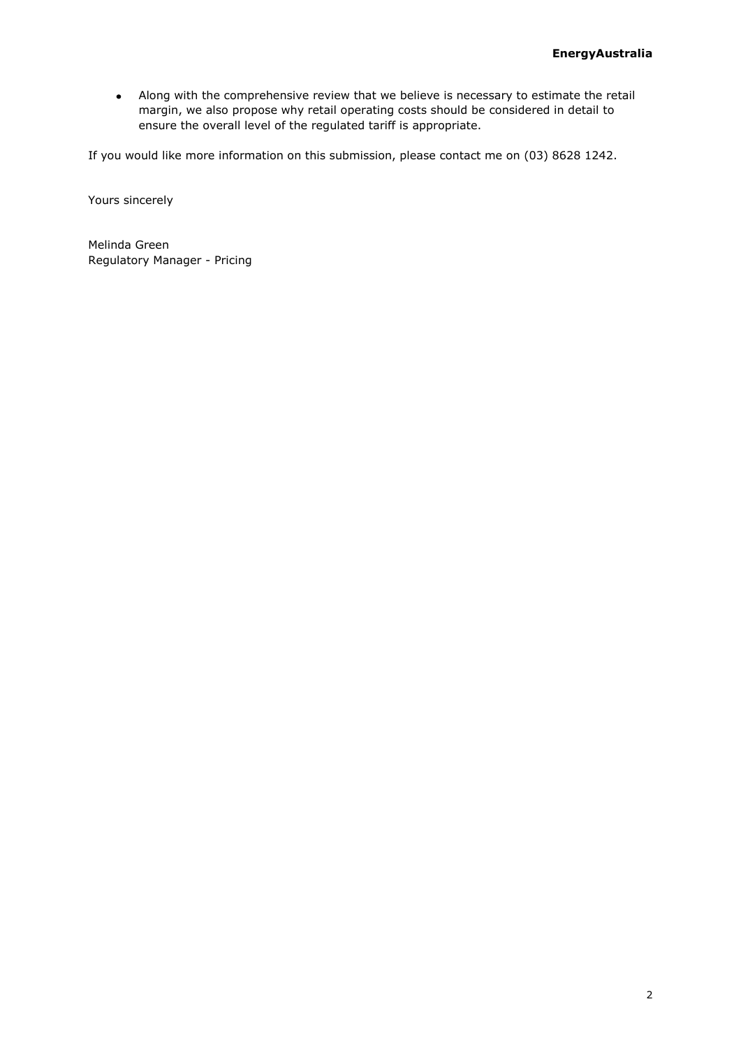- Along with the comprehensive review that we believe is necessary to estimate the retail margin, we also propose why retail operating costs should be considered in detail to ensure the overall level of the regulated tariff is appropriate.

If you would like more information on this submission, please contact me on (03) 8628 1242.

Yours sincerely

Melinda Green
Regulatory Manager - Pricing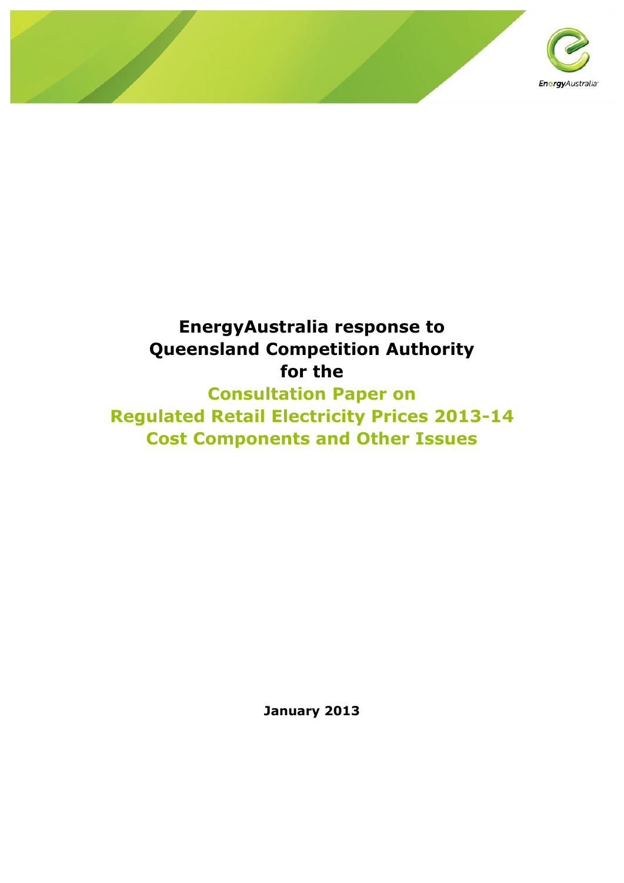# EnergyAustralia response to Queensland Competition Authority for the

## Consultation Paper on Regulated Retail Electricity Prices 2013-14 Cost Components and Other Issues

**January 2013**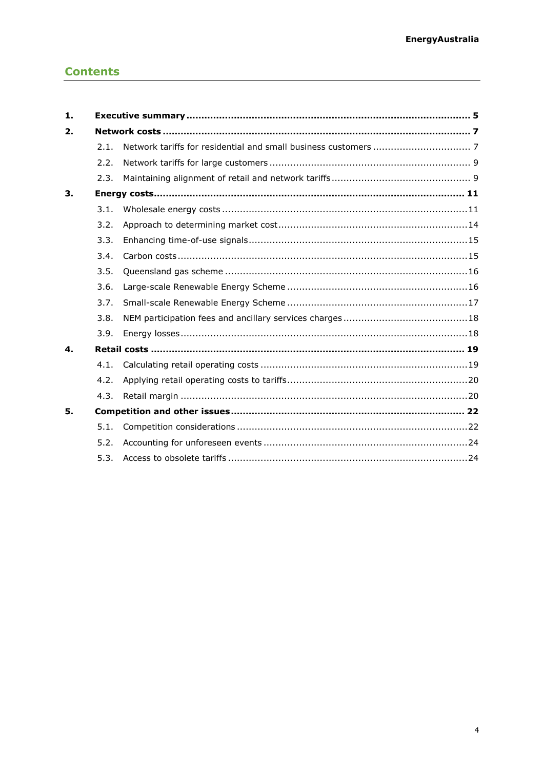## Contents

| | | |
|---|---|---|
| **1.** | **Executive summary** | **5** |
| **2.** | **Network costs** | **7** |
| 2.1. | Network tariffs for residential and small business customers | 7 |
| 2.2. | Network tariffs for large customers | 9 |
| 2.3. | Maintaining alignment of retail and network tariffs | 9 |
| **3.** | **Energy costs** | **11** |
| 3.1. | Wholesale energy costs | 11 |
| 3.2. | Approach to determining market cost | 14 |
| 3.3. | Enhancing time-of-use signals | 15 |
| 3.4. | Carbon costs | 15 |
| 3.5. | Queensland gas scheme | 16 |
| 3.6. | Large-scale Renewable Energy Scheme | 16 |
| 3.7. | Small-scale Renewable Energy Scheme | 17 |
| 3.8. | NEM participation fees and ancillary services charges | 18 |
| 3.9. | Energy losses | 18 |
| **4.** | **Retail costs** | **19** |
| 4.1. | Calculating retail operating costs | 19 |
| 4.2. | Applying retail operating costs to tariffs | 20 |
| 4.3. | Retail margin | 20 |
| **5.** | **Competition and other issues** | **22** |
| 5.1. | Competition considerations | 22 |
| 5.2. | Accounting for unforeseen events | 24 |
| 5.3. | Access to obsolete tariffs | 24 |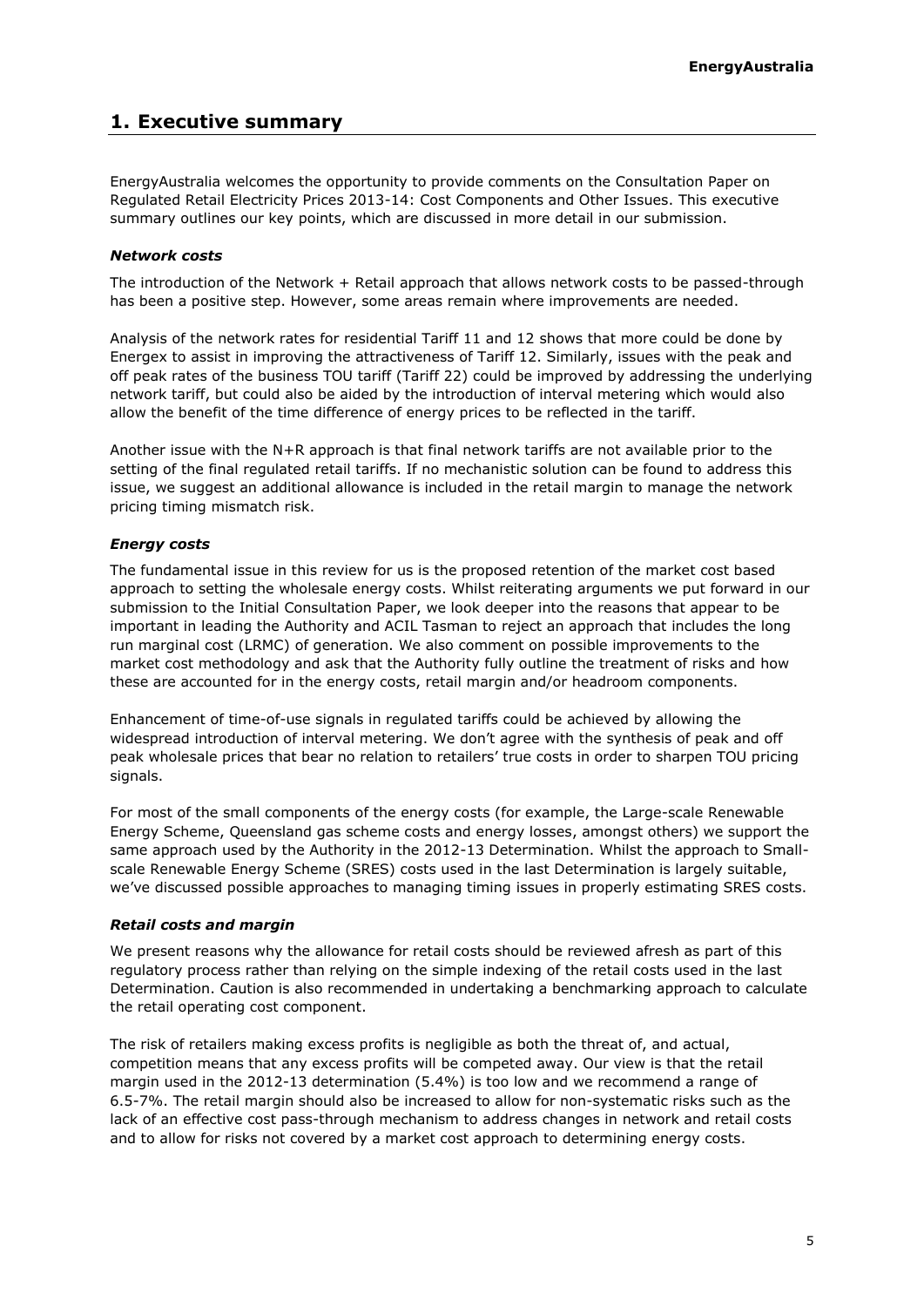## 1. Executive summary

EnergyAustralia welcomes the opportunity to provide comments on the Consultation Paper on Regulated Retail Electricity Prices 2013-14: Cost Components and Other Issues. This executive summary outlines our key points, which are discussed in more detail in our submission.

### *Network costs*

The introduction of the Network + Retail approach that allows network costs to be passed-through has been a positive step. However, some areas remain where improvements are needed.

Analysis of the network rates for residential Tariff 11 and 12 shows that more could be done by Energex to assist in improving the attractiveness of Tariff 12. Similarly, issues with the peak and off peak rates of the business TOU tariff (Tariff 22) could be improved by addressing the underlying network tariff, but could also be aided by the introduction of interval metering which would also allow the benefit of the time difference of energy prices to be reflected in the tariff.

Another issue with the N+R approach is that final network tariffs are not available prior to the setting of the final regulated retail tariffs. If no mechanistic solution can be found to address this issue, we suggest an additional allowance is included in the retail margin to manage the network pricing timing mismatch risk.

### *Energy costs*

The fundamental issue in this review for us is the proposed retention of the market cost based approach to setting the wholesale energy costs. Whilst reiterating arguments we put forward in our submission to the Initial Consultation Paper, we look deeper into the reasons that appear to be important in leading the Authority and ACIL Tasman to reject an approach that includes the long run marginal cost (LRMC) of generation. We also comment on possible improvements to the market cost methodology and ask that the Authority fully outline the treatment of risks and how these are accounted for in the energy costs, retail margin and/or headroom components.

Enhancement of time-of-use signals in regulated tariffs could be achieved by allowing the widespread introduction of interval metering. We don't agree with the synthesis of peak and off peak wholesale prices that bear no relation to retailers' true costs in order to sharpen TOU pricing signals.

For most of the small components of the energy costs (for example, the Large-scale Renewable Energy Scheme, Queensland gas scheme costs and energy losses, amongst others) we support the same approach used by the Authority in the 2012-13 Determination. Whilst the approach to Small-scale Renewable Energy Scheme (SRES) costs used in the last Determination is largely suitable, we've discussed possible approaches to managing timing issues in properly estimating SRES costs.

### *Retail costs and margin*

We present reasons why the allowance for retail costs should be reviewed afresh as part of this regulatory process rather than relying on the simple indexing of the retail costs used in the last Determination. Caution is also recommended in undertaking a benchmarking approach to calculate the retail operating cost component.

The risk of retailers making excess profits is negligible as both the threat of, and actual, competition means that any excess profits will be competed away. Our view is that the retail margin used in the 2012-13 determination (5.4%) is too low and we recommend a range of 6.5-7%. The retail margin should also be increased to allow for non-systematic risks such as the lack of an effective cost pass-through mechanism to address changes in network and retail costs and to allow for risks not covered by a market cost approach to determining energy costs.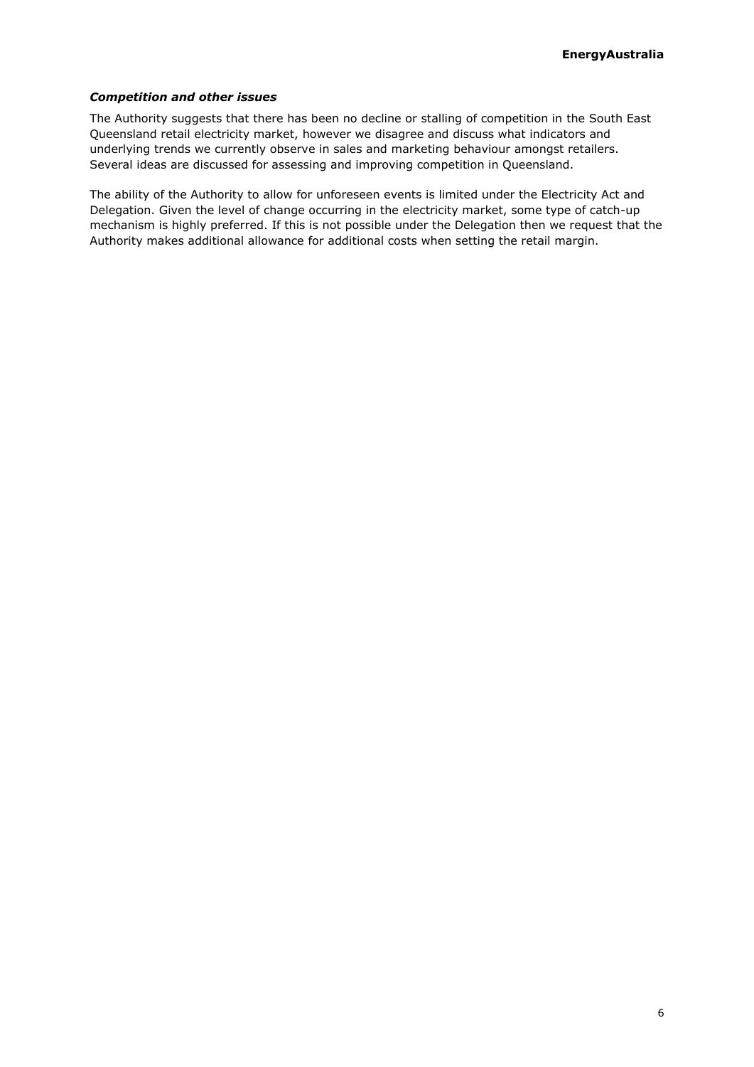### *Competition and other issues*

The Authority suggests that there has been no decline or stalling of competition in the South East Queensland retail electricity market, however we disagree and discuss what indicators and underlying trends we currently observe in sales and marketing behaviour amongst retailers. Several ideas are discussed for assessing and improving competition in Queensland.

The ability of the Authority to allow for unforeseen events is limited under the Electricity Act and Delegation. Given the level of change occurring in the electricity market, some type of catch-up mechanism is highly preferred. If this is not possible under the Delegation then we request that the Authority makes additional allowance for additional costs when setting the retail margin.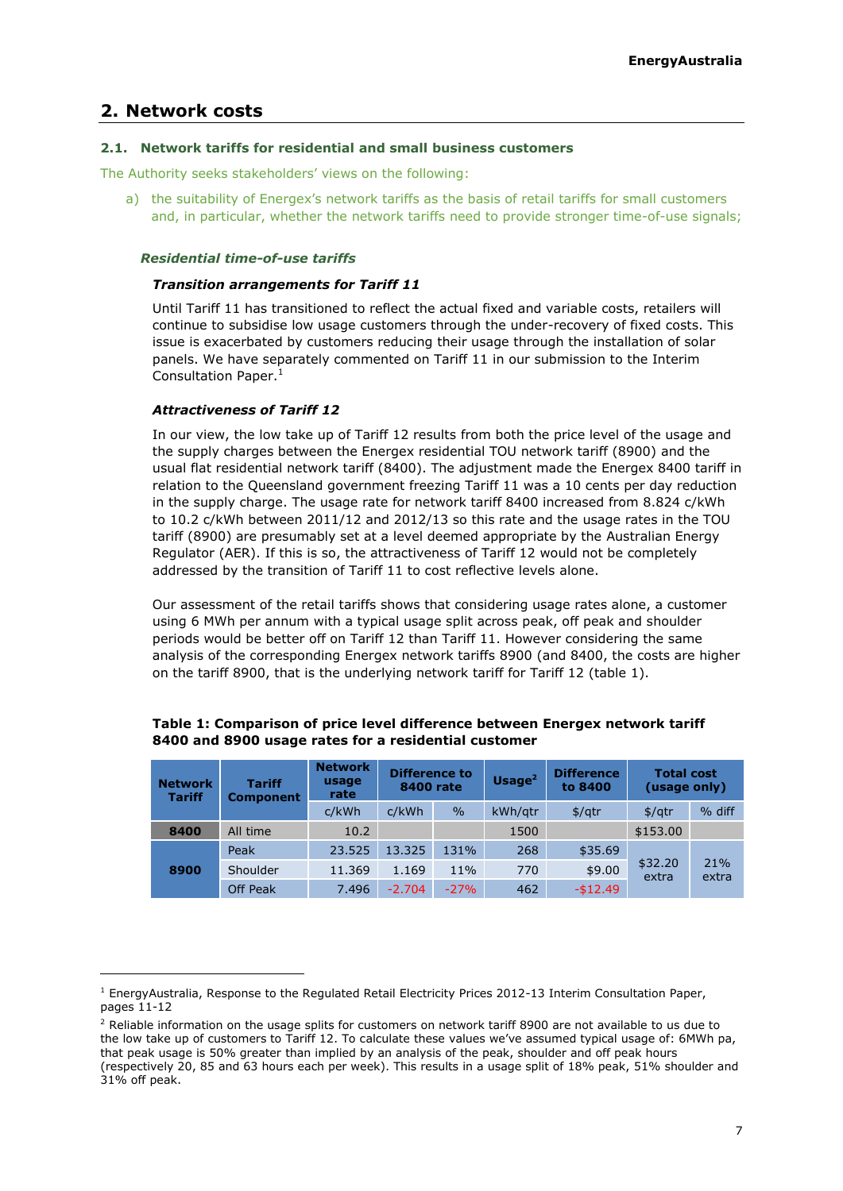## 2. Network costs

### 2.1. Network tariffs for residential and small business customers

The Authority seeks stakeholders' views on the following:

a) the suitability of Energex's network tariffs as the basis of retail tariffs for small customers and, in particular, whether the network tariffs need to provide stronger time-of-use signals;

#### *Residential time-of-use tariffs*

##### *Transition arrangements for Tariff 11*

Until Tariff 11 has transitioned to reflect the actual fixed and variable costs, retailers will continue to subsidise low usage customers through the under-recovery of fixed costs. This issue is exacerbated by customers reducing their usage through the installation of solar panels. We have separately commented on Tariff 11 in our submission to the Interim Consultation Paper.[1]

##### *Attractiveness of Tariff 12*

In our view, the low take up of Tariff 12 results from both the price level of the usage and the supply charges between the Energex residential TOU network tariff (8900) and the usual flat residential network tariff (8400). The adjustment made the Energex 8400 tariff in relation to the Queensland government freezing Tariff 11 was a 10 cents per day reduction in the supply charge. The usage rate for network tariff 8400 increased from 8.824 c/kWh to 10.2 c/kWh between 2011/12 and 2012/13 so this rate and the usage rates in the TOU tariff (8900) are presumably set at a level deemed appropriate by the Australian Energy Regulator (AER). If this is so, the attractiveness of Tariff 12 would not be completely addressed by the transition of Tariff 11 to cost reflective levels alone.

Our assessment of the retail tariffs shows that considering usage rates alone, a customer using 6 MWh per annum with a typical usage split across peak, off peak and shoulder periods would be better off on Tariff 12 than Tariff 11. However considering the same analysis of the corresponding Energex network tariffs 8900 (and 8400, the costs are higher on the tariff 8900, that is the underlying network tariff for Tariff 12 (table 1).

**Table 1: Comparison of price level difference between Energex network tariff 8400 and 8900 usage rates for a residential customer**

| Network Tariff | Tariff Component | Network usage rate | Difference to 8400 rate | | Usage[2] | Difference to 8400 | Total cost (usage only) | |
|---|---|---|---|---|---|---|---|---|
| | | c/kWh | c/kWh | % | kWh/qtr | $/qtr | $/qtr | % diff |
| 8400 | All time | 10.2 | | | 1500 | | $153.00 | |
| 8900 | Peak | 23.525 | 13.325 | 131% | 268 | $35.69 | $32.20 extra | 21% extra |
| | Shoulder | 11.369 | 1.169 | 11% | 770 | $9.00 | | |
| | Off Peak | 7.496 | -2.704 | -27% | 462 | -$12.49 | | |

[1] EnergyAustralia, Response to the Regulated Retail Electricity Prices 2012-13 Interim Consultation Paper, pages 11-12

[2] Reliable information on the usage splits for customers on network tariff 8900 are not available to us due to the low take up of customers to Tariff 12. To calculate these values we've assumed typical usage of: 6MWh pa, that peak usage is 50% greater than implied by an analysis of the peak, shoulder and off peak hours (respectively 20, 85 and 63 hours each per week). This results in a usage split of 18% peak, 51% shoulder and 31% off peak.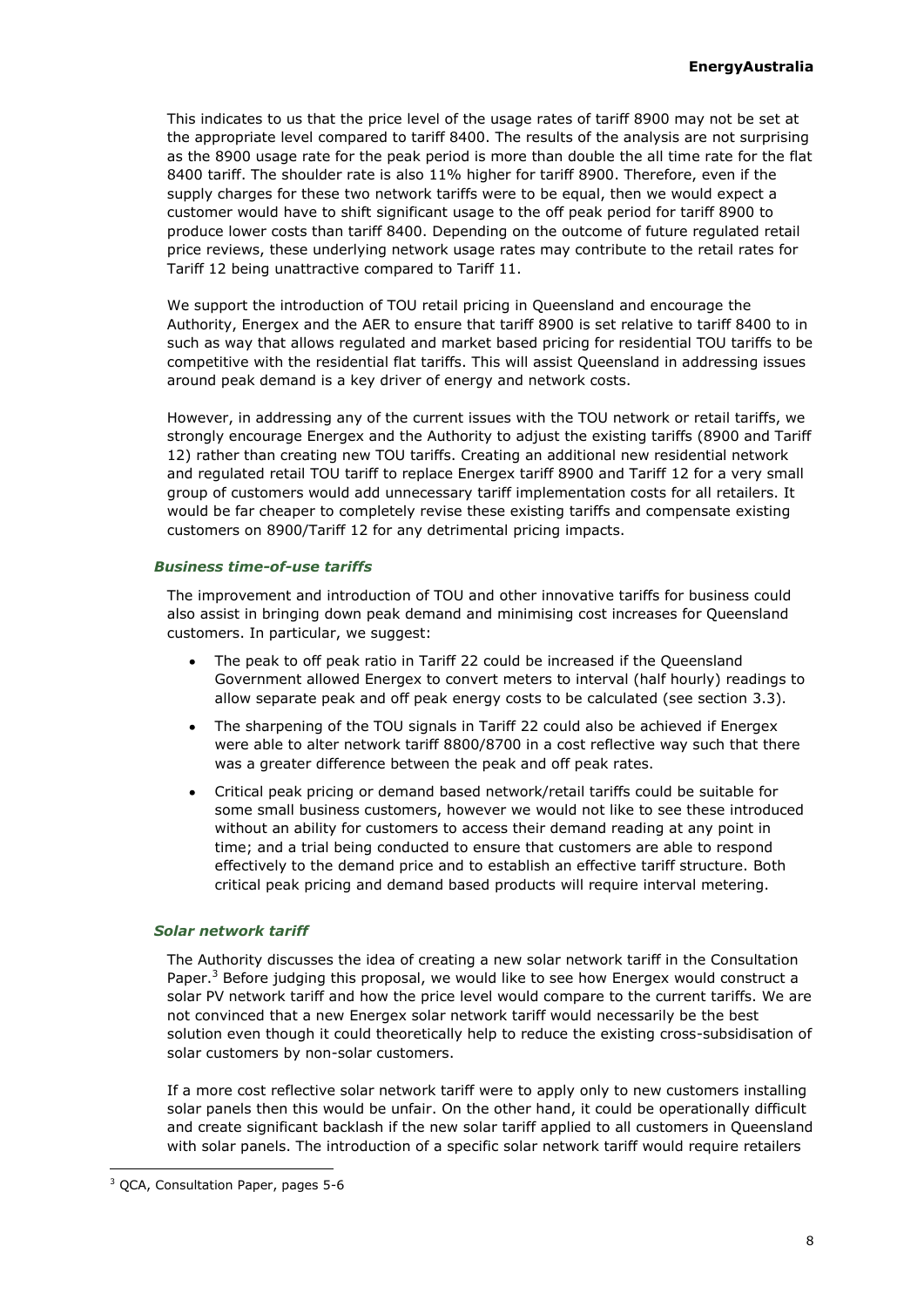This indicates to us that the price level of the usage rates of tariff 8900 may not be set at the appropriate level compared to tariff 8400. The results of the analysis are not surprising as the 8900 usage rate for the peak period is more than double the all time rate for the flat 8400 tariff. The shoulder rate is also 11% higher for tariff 8900. Therefore, even if the supply charges for these two network tariffs were to be equal, then we would expect a customer would have to shift significant usage to the off peak period for tariff 8900 to produce lower costs than tariff 8400. Depending on the outcome of future regulated retail price reviews, these underlying network usage rates may contribute to the retail rates for Tariff 12 being unattractive compared to Tariff 11.

We support the introduction of TOU retail pricing in Queensland and encourage the Authority, Energex and the AER to ensure that tariff 8900 is set relative to tariff 8400 to in such as way that allows regulated and market based pricing for residential TOU tariffs to be competitive with the residential flat tariffs. This will assist Queensland in addressing issues around peak demand is a key driver of energy and network costs.

However, in addressing any of the current issues with the TOU network or retail tariffs, we strongly encourage Energex and the Authority to adjust the existing tariffs (8900 and Tariff 12) rather than creating new TOU tariffs. Creating an additional new residential network and regulated retail TOU tariff to replace Energex tariff 8900 and Tariff 12 for a very small group of customers would add unnecessary tariff implementation costs for all retailers. It would be far cheaper to completely revise these existing tariffs and compensate existing customers on 8900/Tariff 12 for any detrimental pricing impacts.

***Business time-of-use tariffs***

The improvement and introduction of TOU and other innovative tariffs for business could also assist in bringing down peak demand and minimising cost increases for Queensland customers. In particular, we suggest:

- The peak to off peak ratio in Tariff 22 could be increased if the Queensland Government allowed Energex to convert meters to interval (half hourly) readings to allow separate peak and off peak energy costs to be calculated (see section 3.3).
- The sharpening of the TOU signals in Tariff 22 could also be achieved if Energex were able to alter network tariff 8800/8700 in a cost reflective way such that there was a greater difference between the peak and off peak rates.
- Critical peak pricing or demand based network/retail tariffs could be suitable for some small business customers, however we would not like to see these introduced without an ability for customers to access their demand reading at any point in time; and a trial being conducted to ensure that customers are able to respond effectively to the demand price and to establish an effective tariff structure. Both critical peak pricing and demand based products will require interval metering.

***Solar network tariff***

The Authority discusses the idea of creating a new solar network tariff in the Consultation Paper.[3] Before judging this proposal, we would like to see how Energex would construct a solar PV network tariff and how the price level would compare to the current tariffs. We are not convinced that a new Energex solar network tariff would necessarily be the best solution even though it could theoretically help to reduce the existing cross-subsidisation of solar customers by non-solar customers.

If a more cost reflective solar network tariff were to apply only to new customers installing solar panels then this would be unfair. On the other hand, it could be operationally difficult and create significant backlash if the new solar tariff applied to all customers in Queensland with solar panels. The introduction of a specific solar network tariff would require retailers

[3] QCA, Consultation Paper, pages 5-6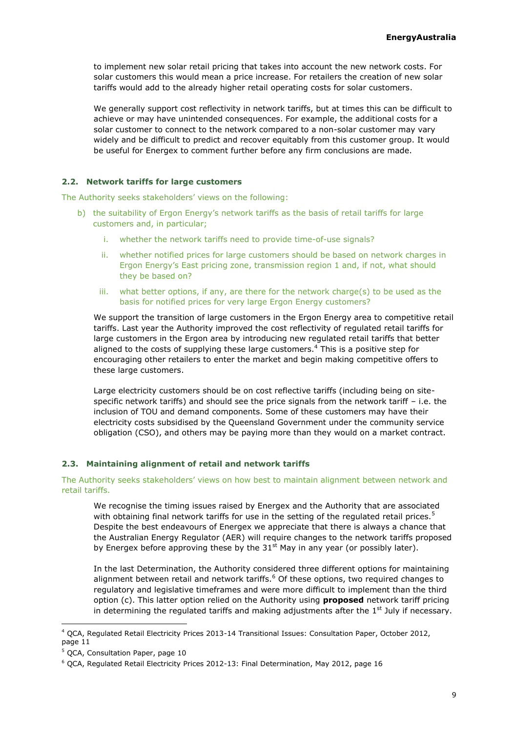to implement new solar retail pricing that takes into account the new network costs. For solar customers this would mean a price increase. For retailers the creation of new solar tariffs would add to the already higher retail operating costs for solar customers.

We generally support cost reflectivity in network tariffs, but at times this can be difficult to achieve or may have unintended consequences. For example, the additional costs for a solar customer to connect to the network compared to a non-solar customer may vary widely and be difficult to predict and recover equitably from this customer group. It would be useful for Energex to comment further before any firm conclusions are made.

### 2.2. Network tariffs for large customers

The Authority seeks stakeholders' views on the following:

b) the suitability of Ergon Energy's network tariffs as the basis of retail tariffs for large customers and, in particular;

   i. whether the network tariffs need to provide time-of-use signals?

   ii. whether notified prices for large customers should be based on network charges in Ergon Energy's East pricing zone, transmission region 1 and, if not, what should they be based on?

   iii. what better options, if any, are there for the network charge(s) to be used as the basis for notified prices for very large Ergon Energy customers?

We support the transition of large customers in the Ergon Energy area to competitive retail tariffs. Last year the Authority improved the cost reflectivity of regulated retail tariffs for large customers in the Ergon area by introducing new regulated retail tariffs that better aligned to the costs of supplying these large customers.[4] This is a positive step for encouraging other retailers to enter the market and begin making competitive offers to these large customers.

Large electricity customers should be on cost reflective tariffs (including being on site-specific network tariffs) and should see the price signals from the network tariff – i.e. the inclusion of TOU and demand components. Some of these customers may have their electricity costs subsidised by the Queensland Government under the community service obligation (CSO), and others may be paying more than they would on a market contract.

### 2.3. Maintaining alignment of retail and network tariffs

The Authority seeks stakeholders' views on how best to maintain alignment between network and retail tariffs.

We recognise the timing issues raised by Energex and the Authority that are associated with obtaining final network tariffs for use in the setting of the regulated retail prices.[5] Despite the best endeavours of Energex we appreciate that there is always a chance that the Australian Energy Regulator (AER) will require changes to the network tariffs proposed by Energex before approving these by the 31st May in any year (or possibly later).

In the last Determination, the Authority considered three different options for maintaining alignment between retail and network tariffs.[6] Of these options, two required changes to regulatory and legislative timeframes and were more difficult to implement than the third option (c). This latter option relied on the Authority using **proposed** network tariff pricing in determining the regulated tariffs and making adjustments after the 1st July if necessary.

---

[4] QCA, Regulated Retail Electricity Prices 2013-14 Transitional Issues: Consultation Paper, October 2012, page 11

[5] QCA, Consultation Paper, page 10

[6] QCA, Regulated Retail Electricity Prices 2012-13: Final Determination, May 2012, page 16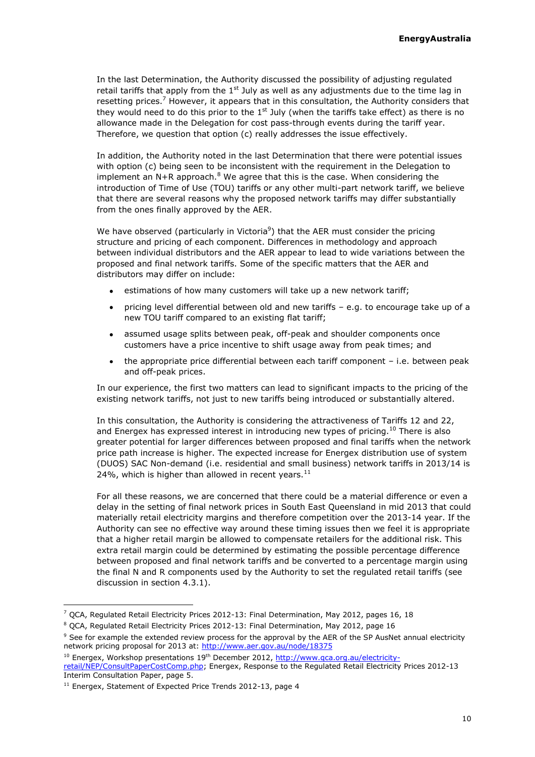In the last Determination, the Authority discussed the possibility of adjusting regulated retail tariffs that apply from the 1st July as well as any adjustments due to the time lag in resetting prices.[7] However, it appears that in this consultation, the Authority considers that they would need to do this prior to the 1st July (when the tariffs take effect) as there is no allowance made in the Delegation for cost pass-through events during the tariff year. Therefore, we question that option (c) really addresses the issue effectively.

In addition, the Authority noted in the last Determination that there were potential issues with option (c) being seen to be inconsistent with the requirement in the Delegation to implement an N+R approach.[8] We agree that this is the case. When considering the introduction of Time of Use (TOU) tariffs or any other multi-part network tariff, we believe that there are several reasons why the proposed network tariffs may differ substantially from the ones finally approved by the AER.

We have observed (particularly in Victoria[9]) that the AER must consider the pricing structure and pricing of each component. Differences in methodology and approach between individual distributors and the AER appear to lead to wide variations between the proposed and final network tariffs. Some of the specific matters that the AER and distributors may differ on include:

- estimations of how many customers will take up a new network tariff;
- pricing level differential between old and new tariffs – e.g. to encourage take up of a new TOU tariff compared to an existing flat tariff;
- assumed usage splits between peak, off-peak and shoulder components once customers have a price incentive to shift usage away from peak times; and
- the appropriate price differential between each tariff component – i.e. between peak and off-peak prices.

In our experience, the first two matters can lead to significant impacts to the pricing of the existing network tariffs, not just to new tariffs being introduced or substantially altered.

In this consultation, the Authority is considering the attractiveness of Tariffs 12 and 22, and Energex has expressed interest in introducing new types of pricing.[10] There is also greater potential for larger differences between proposed and final tariffs when the network price path increase is higher. The expected increase for Energex distribution use of system (DUOS) SAC Non-demand (i.e. residential and small business) network tariffs in 2013/14 is 24%, which is higher than allowed in recent years.[11]

For all these reasons, we are concerned that there could be a material difference or even a delay in the setting of final network prices in South East Queensland in mid 2013 that could materially retail electricity margins and therefore competition over the 2013-14 year. If the Authority can see no effective way around these timing issues then we feel it is appropriate that a higher retail margin be allowed to compensate retailers for the additional risk. This extra retail margin could be determined by estimating the possible percentage difference between proposed and final network tariffs and be converted to a percentage margin using the final N and R components used by the Authority to set the regulated retail tariffs (see discussion in section 4.3.1).

---

[7] QCA, Regulated Retail Electricity Prices 2012-13: Final Determination, May 2012, pages 16, 18

[8] QCA, Regulated Retail Electricity Prices 2012-13: Final Determination, May 2012, page 16

[9] See for example the extended review process for the approval by the AER of the SP AusNet annual electricity network pricing proposal for 2013 at: http://www.aer.gov.au/node/18375

[10] Energex, Workshop presentations 19th December 2012, http://www.qca.org.au/electricity-retail/NEP/ConsultPaperCostComp.php; Energex, Response to the Regulated Retail Electricity Prices 2012-13 Interim Consultation Paper, page 5.

[11] Energex, Statement of Expected Price Trends 2012-13, page 4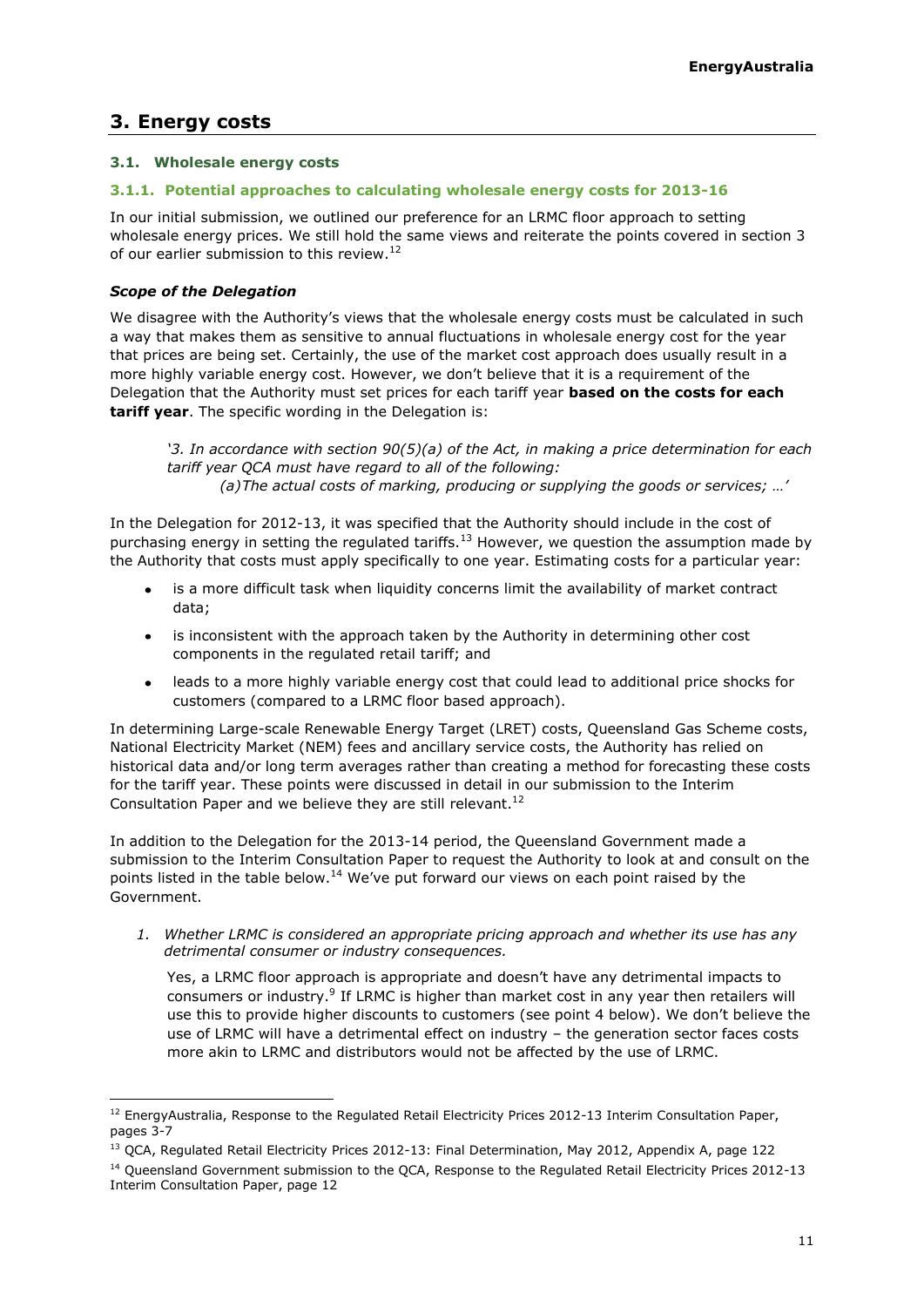## 3. Energy costs

### 3.1. Wholesale energy costs

#### 3.1.1. Potential approaches to calculating wholesale energy costs for 2013-16

In our initial submission, we outlined our preference for an LRMC floor approach to setting wholesale energy prices. We still hold the same views and reiterate the points covered in section 3 of our earlier submission to this review.[12]

***Scope of the Delegation***

We disagree with the Authority's views that the wholesale energy costs must be calculated in such a way that makes them as sensitive to annual fluctuations in wholesale energy cost for the year that prices are being set. Certainly, the use of the market cost approach does usually result in a more highly variable energy cost. However, we don't believe that it is a requirement of the Delegation that the Authority must set prices for each tariff year **based on the costs for each tariff year**. The specific wording in the Delegation is:

> *'3. In accordance with section 90(5)(a) of the Act, in making a price determination for each tariff year QCA must have regard to all of the following:*
> *(a)The actual costs of marking, producing or supplying the goods or services; …'*

In the Delegation for 2012-13, it was specified that the Authority should include in the cost of purchasing energy in setting the regulated tariffs.[13] However, we question the assumption made by the Authority that costs must apply specifically to one year. Estimating costs for a particular year:

- is a more difficult task when liquidity concerns limit the availability of market contract data;
- is inconsistent with the approach taken by the Authority in determining other cost components in the regulated retail tariff; and
- leads to a more highly variable energy cost that could lead to additional price shocks for customers (compared to a LRMC floor based approach).

In determining Large-scale Renewable Energy Target (LRET) costs, Queensland Gas Scheme costs, National Electricity Market (NEM) fees and ancillary service costs, the Authority has relied on historical data and/or long term averages rather than creating a method for forecasting these costs for the tariff year. These points were discussed in detail in our submission to the Interim Consultation Paper and we believe they are still relevant.[12]

In addition to the Delegation for the 2013-14 period, the Queensland Government made a submission to the Interim Consultation Paper to request the Authority to look at and consult on the points listed in the table below.[14] We've put forward our views on each point raised by the Government.

1. *Whether LRMC is considered an appropriate pricing approach and whether its use has any detrimental consumer or industry consequences.*

   Yes, a LRMC floor approach is appropriate and doesn't have any detrimental impacts to consumers or industry.[9] If LRMC is higher than market cost in any year then retailers will use this to provide higher discounts to customers (see point 4 below). We don't believe the use of LRMC will have a detrimental effect on industry – the generation sector faces costs more akin to LRMC and distributors would not be affected by the use of LRMC.

---

[12] EnergyAustralia, Response to the Regulated Retail Electricity Prices 2012-13 Interim Consultation Paper, pages 3-7

[13] QCA, Regulated Retail Electricity Prices 2012-13: Final Determination, May 2012, Appendix A, page 122

[14] Queensland Government submission to the QCA, Response to the Regulated Retail Electricity Prices 2012-13 Interim Consultation Paper, page 12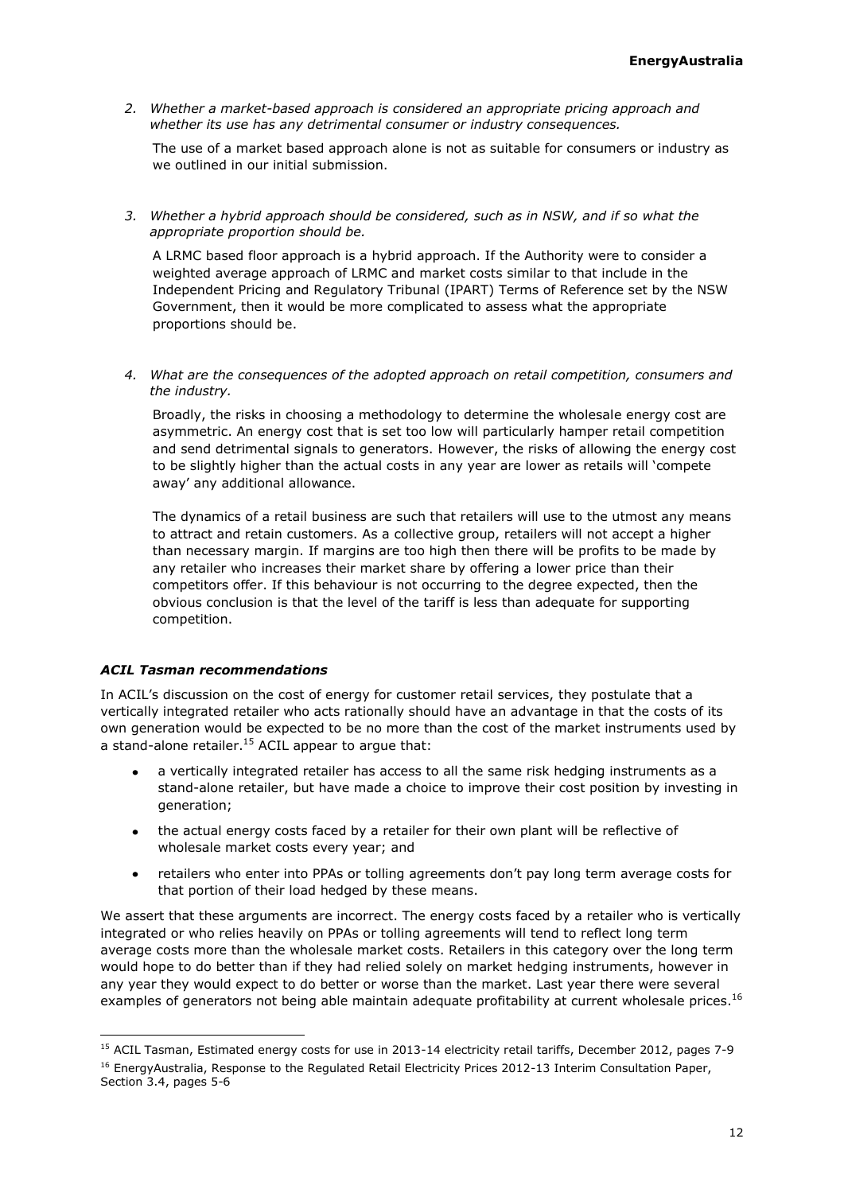2. *Whether a market-based approach is considered an appropriate pricing approach and whether its use has any detrimental consumer or industry consequences.*

   The use of a market based approach alone is not as suitable for consumers or industry as we outlined in our initial submission.

3. *Whether a hybrid approach should be considered, such as in NSW, and if so what the appropriate proportion should be.*

   A LRMC based floor approach is a hybrid approach. If the Authority were to consider a weighted average approach of LRMC and market costs similar to that include in the Independent Pricing and Regulatory Tribunal (IPART) Terms of Reference set by the NSW Government, then it would be more complicated to assess what the appropriate proportions should be.

4. *What are the consequences of the adopted approach on retail competition, consumers and the industry.*

   Broadly, the risks in choosing a methodology to determine the wholesale energy cost are asymmetric. An energy cost that is set too low will particularly hamper retail competition and send detrimental signals to generators. However, the risks of allowing the energy cost to be slightly higher than the actual costs in any year are lower as retails will 'compete away' any additional allowance.

   The dynamics of a retail business are such that retailers will use to the utmost any means to attract and retain customers. As a collective group, retailers will not accept a higher than necessary margin. If margins are too high then there will be profits to be made by any retailer who increases their market share by offering a lower price than their competitors offer. If this behaviour is not occurring to the degree expected, then the obvious conclusion is that the level of the tariff is less than adequate for supporting competition.

### *ACIL Tasman recommendations*

In ACIL's discussion on the cost of energy for customer retail services, they postulate that a vertically integrated retailer who acts rationally should have an advantage in that the costs of its own generation would be expected to be no more than the cost of the market instruments used by a stand-alone retailer.[15] ACIL appear to argue that:

- a vertically integrated retailer has access to all the same risk hedging instruments as a stand-alone retailer, but have made a choice to improve their cost position by investing in generation;
- the actual energy costs faced by a retailer for their own plant will be reflective of wholesale market costs every year; and
- retailers who enter into PPAs or tolling agreements don't pay long term average costs for that portion of their load hedged by these means.

We assert that these arguments are incorrect. The energy costs faced by a retailer who is vertically integrated or who relies heavily on PPAs or tolling agreements will tend to reflect long term average costs more than the wholesale market costs. Retailers in this category over the long term would hope to do better than if they had relied solely on market hedging instruments, however in any year they would expect to do better or worse than the market. Last year there were several examples of generators not being able maintain adequate profitability at current wholesale prices.[16]

---

[15] ACIL Tasman, Estimated energy costs for use in 2013-14 electricity retail tariffs, December 2012, pages 7-9

[16] EnergyAustralia, Response to the Regulated Retail Electricity Prices 2012-13 Interim Consultation Paper, Section 3.4, pages 5-6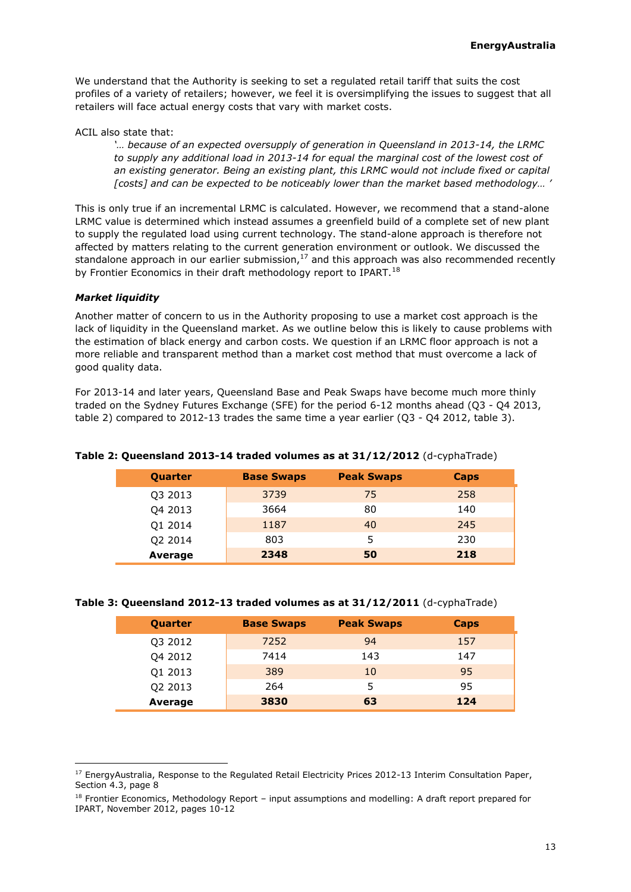We understand that the Authority is seeking to set a regulated retail tariff that suits the cost profiles of a variety of retailers; however, we feel it is oversimplifying the issues to suggest that all retailers will face actual energy costs that vary with market costs.

ACIL also state that:

> *'… because of an expected oversupply of generation in Queensland in 2013-14, the LRMC to supply any additional load in 2013-14 for equal the marginal cost of the lowest cost of an existing generator. Being an existing plant, this LRMC would not include fixed or capital [costs] and can be expected to be noticeably lower than the market based methodology… '*

This is only true if an incremental LRMC is calculated. However, we recommend that a stand-alone LRMC value is determined which instead assumes a greenfield build of a complete set of new plant to supply the regulated load using current technology. The stand-alone approach is therefore not affected by matters relating to the current generation environment or outlook. We discussed the standalone approach in our earlier submission,[17] and this approach was also recommended recently by Frontier Economics in their draft methodology report to IPART.[18]

### *Market liquidity*

Another matter of concern to us in the Authority proposing to use a market cost approach is the lack of liquidity in the Queensland market. As we outline below this is likely to cause problems with the estimation of black energy and carbon costs. We question if an LRMC floor approach is not a more reliable and transparent method than a market cost method that must overcome a lack of good quality data.

For 2013-14 and later years, Queensland Base and Peak Swaps have become much more thinly traded on the Sydney Futures Exchange (SFE) for the period 6-12 months ahead (Q3 - Q4 2013, table 2) compared to 2012-13 trades the same time a year earlier (Q3 - Q4 2012, table 3).

**Table 2: Queensland 2013-14 traded volumes as at 31/12/2012** (d-cyphaTrade)

| Quarter | Base Swaps | Peak Swaps | Caps |
|---|---|---|---|
| Q3 2013 | 3739 | 75 | 258 |
| Q4 2013 | 3664 | 80 | 140 |
| Q1 2014 | 1187 | 40 | 245 |
| Q2 2014 | 803 | 5 | 230 |
| **Average** | **2348** | **50** | **218** |

**Table 3: Queensland 2012-13 traded volumes as at 31/12/2011** (d-cyphaTrade)

| Quarter | Base Swaps | Peak Swaps | Caps |
|---|---|---|---|
| Q3 2012 | 7252 | 94 | 157 |
| Q4 2012 | 7414 | 143 | 147 |
| Q1 2013 | 389 | 10 | 95 |
| Q2 2013 | 264 | 5 | 95 |
| **Average** | **3830** | **63** | **124** |

---

[17] EnergyAustralia, Response to the Regulated Retail Electricity Prices 2012-13 Interim Consultation Paper, Section 4.3, page 8

[18] Frontier Economics, Methodology Report – input assumptions and modelling: A draft report prepared for IPART, November 2012, pages 10-12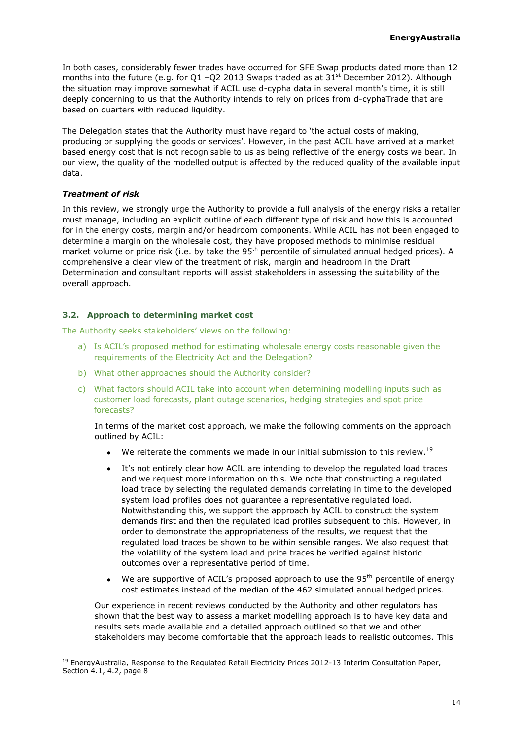In both cases, considerably fewer trades have occurred for SFE Swap products dated more than 12 months into the future (e.g. for Q1 –Q2 2013 Swaps traded as at 31st December 2012). Although the situation may improve somewhat if ACIL use d-cypha data in several month's time, it is still deeply concerning to us that the Authority intends to rely on prices from d-cyphaTrade that are based on quarters with reduced liquidity.

The Delegation states that the Authority must have regard to 'the actual costs of making, producing or supplying the goods or services'. However, in the past ACIL have arrived at a market based energy cost that is not recognisable to us as being reflective of the energy costs we bear. In our view, the quality of the modelled output is affected by the reduced quality of the available input data.

### *Treatment of risk*

In this review, we strongly urge the Authority to provide a full analysis of the energy risks a retailer must manage, including an explicit outline of each different type of risk and how this is accounted for in the energy costs, margin and/or headroom components. While ACIL has not been engaged to determine a margin on the wholesale cost, they have proposed methods to minimise residual market volume or price risk (i.e. by take the 95th percentile of simulated annual hedged prices). A comprehensive a clear view of the treatment of risk, margin and headroom in the Draft Determination and consultant reports will assist stakeholders in assessing the suitability of the overall approach.

## 3.2. Approach to determining market cost

The Authority seeks stakeholders' views on the following:

a) Is ACIL's proposed method for estimating wholesale energy costs reasonable given the requirements of the Electricity Act and the Delegation?

b) What other approaches should the Authority consider?

c) What factors should ACIL take into account when determining modelling inputs such as customer load forecasts, plant outage scenarios, hedging strategies and spot price forecasts?

In terms of the market cost approach, we make the following comments on the approach outlined by ACIL:

- We reiterate the comments we made in our initial submission to this review.[19]
- It's not entirely clear how ACIL are intending to develop the regulated load traces and we request more information on this. We note that constructing a regulated load trace by selecting the regulated demands correlating in time to the developed system load profiles does not guarantee a representative regulated load. Notwithstanding this, we support the approach by ACIL to construct the system demands first and then the regulated load profiles subsequent to this. However, in order to demonstrate the appropriateness of the results, we request that the regulated load traces be shown to be within sensible ranges. We also request that the volatility of the system load and price traces be verified against historic outcomes over a representative period of time.
- We are supportive of ACIL's proposed approach to use the 95th percentile of energy cost estimates instead of the median of the 462 simulated annual hedged prices.

Our experience in recent reviews conducted by the Authority and other regulators has shown that the best way to assess a market modelling approach is to have key data and results sets made available and a detailed approach outlined so that we and other stakeholders may become comfortable that the approach leads to realistic outcomes. This

[19] EnergyAustralia, Response to the Regulated Retail Electricity Prices 2012-13 Interim Consultation Paper, Section 4.1, 4.2, page 8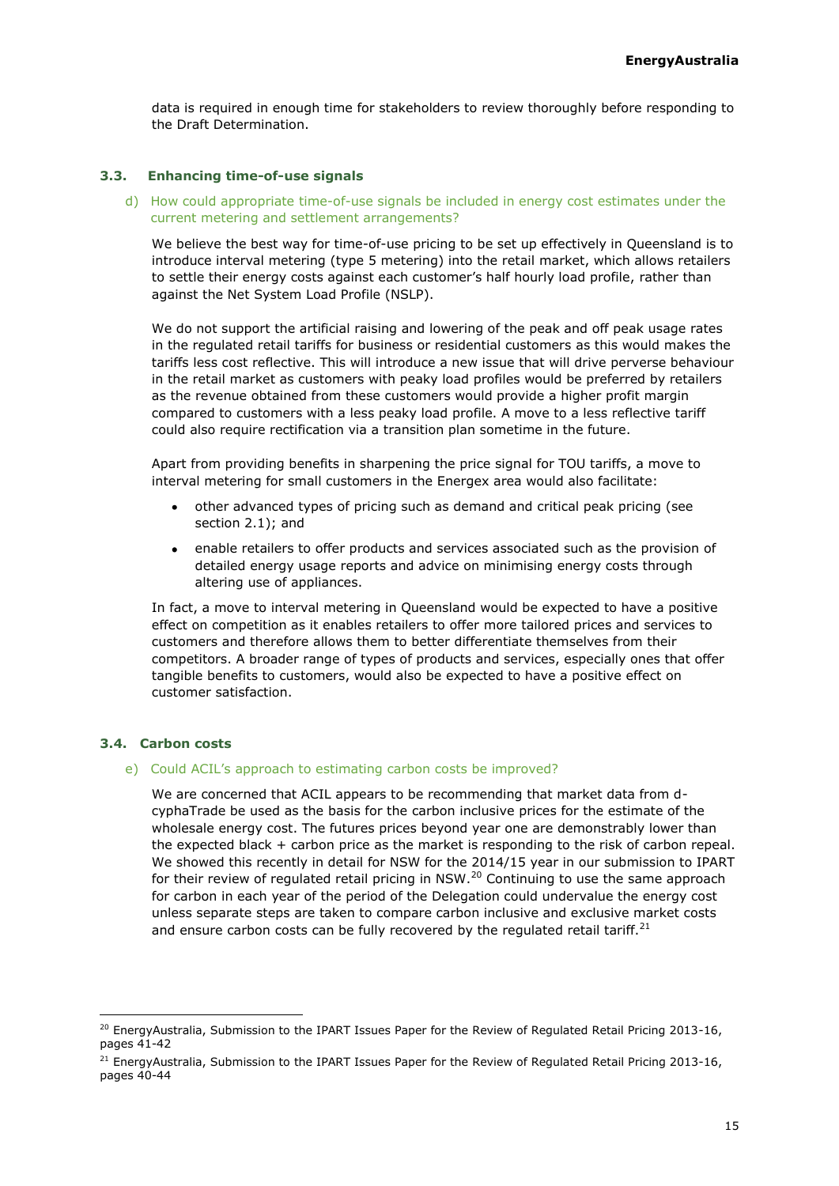data is required in enough time for stakeholders to review thoroughly before responding to the Draft Determination.

### 3.3. Enhancing time-of-use signals

d) How could appropriate time-of-use signals be included in energy cost estimates under the current metering and settlement arrangements?

We believe the best way for time-of-use pricing to be set up effectively in Queensland is to introduce interval metering (type 5 metering) into the retail market, which allows retailers to settle their energy costs against each customer's half hourly load profile, rather than against the Net System Load Profile (NSLP).

We do not support the artificial raising and lowering of the peak and off peak usage rates in the regulated retail tariffs for business or residential customers as this would makes the tariffs less cost reflective. This will introduce a new issue that will drive perverse behaviour in the retail market as customers with peaky load profiles would be preferred by retailers as the revenue obtained from these customers would provide a higher profit margin compared to customers with a less peaky load profile. A move to a less reflective tariff could also require rectification via a transition plan sometime in the future.

Apart from providing benefits in sharpening the price signal for TOU tariffs, a move to interval metering for small customers in the Energex area would also facilitate:

- other advanced types of pricing such as demand and critical peak pricing (see section 2.1); and
- enable retailers to offer products and services associated such as the provision of detailed energy usage reports and advice on minimising energy costs through altering use of appliances.

In fact, a move to interval metering in Queensland would be expected to have a positive effect on competition as it enables retailers to offer more tailored prices and services to customers and therefore allows them to better differentiate themselves from their competitors. A broader range of types of products and services, especially ones that offer tangible benefits to customers, would also be expected to have a positive effect on customer satisfaction.

### 3.4. Carbon costs

e) Could ACIL's approach to estimating carbon costs be improved?

We are concerned that ACIL appears to be recommending that market data from d-cyphaTrade be used as the basis for the carbon inclusive prices for the estimate of the wholesale energy cost. The futures prices beyond year one are demonstrably lower than the expected black + carbon price as the market is responding to the risk of carbon repeal. We showed this recently in detail for NSW for the 2014/15 year in our submission to IPART for their review of regulated retail pricing in NSW.[20] Continuing to use the same approach for carbon in each year of the period of the Delegation could undervalue the energy cost unless separate steps are taken to compare carbon inclusive and exclusive market costs and ensure carbon costs can be fully recovered by the regulated retail tariff.[21]

---

[20] EnergyAustralia, Submission to the IPART Issues Paper for the Review of Regulated Retail Pricing 2013-16, pages 41-42

[21] EnergyAustralia, Submission to the IPART Issues Paper for the Review of Regulated Retail Pricing 2013-16, pages 40-44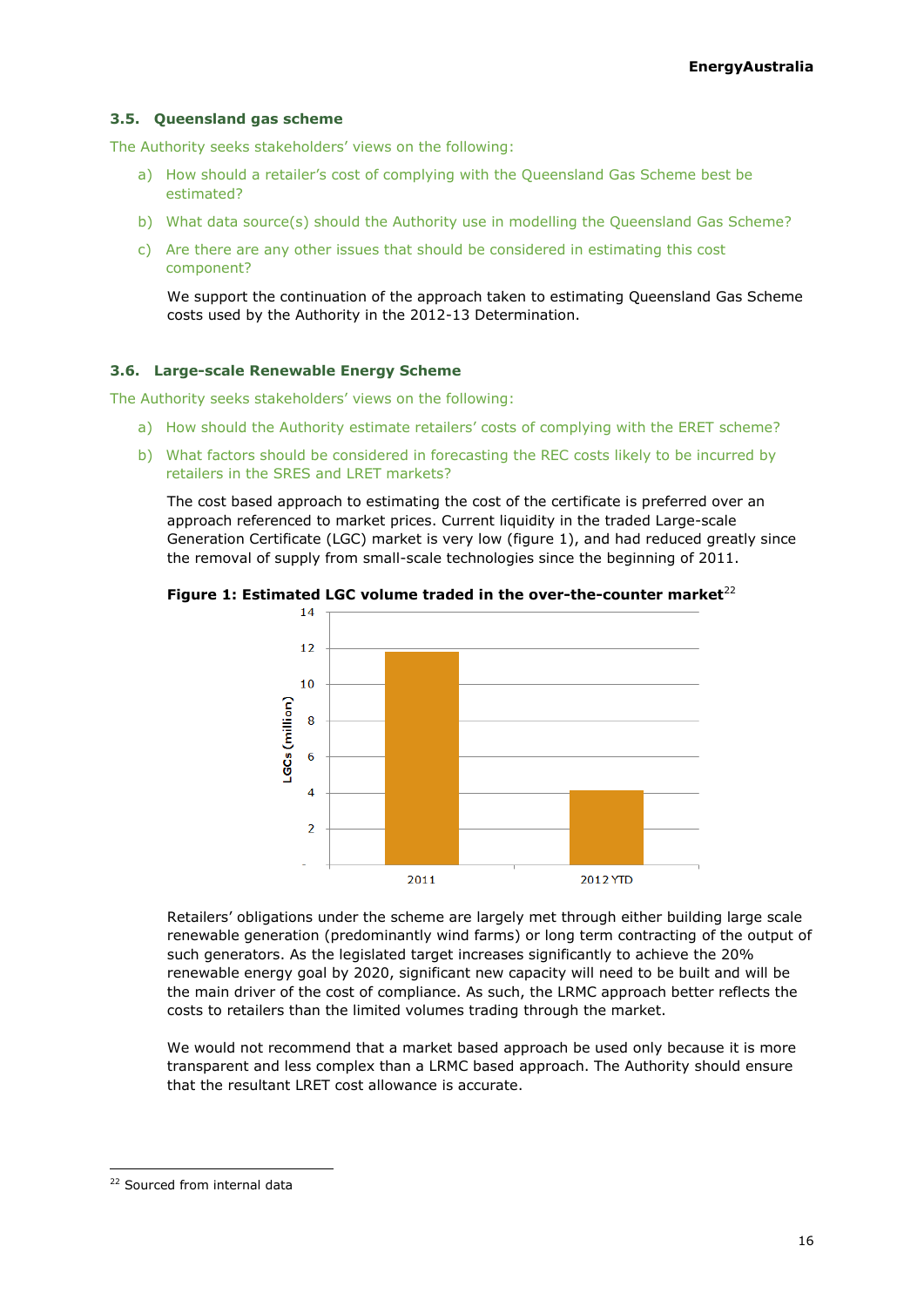### 3.5. Queensland gas scheme

The Authority seeks stakeholders' views on the following:

a) How should a retailer's cost of complying with the Queensland Gas Scheme best be estimated?

b) What data source(s) should the Authority use in modelling the Queensland Gas Scheme?

c) Are there are any other issues that should be considered in estimating this cost component?

We support the continuation of the approach taken to estimating Queensland Gas Scheme costs used by the Authority in the 2012-13 Determination.

### 3.6. Large-scale Renewable Energy Scheme

The Authority seeks stakeholders' views on the following:

a) How should the Authority estimate retailers' costs of complying with the ERET scheme?

b) What factors should be considered in forecasting the REC costs likely to be incurred by retailers in the SRES and LRET markets?

The cost based approach to estimating the cost of the certificate is preferred over an approach referenced to market prices. Current liquidity in the traded Large-scale Generation Certificate (LGC) market is very low (figure 1), and had reduced greatly since the removal of supply from small-scale technologies since the beginning of 2011.

**Figure 1: Estimated LGC volume traded in the over-the-counter market**[22]

| | LGCs (million) |
|---|---|
| 2011 | ~11.8 |
| 2012 YTD | ~4.2 |

Retailers' obligations under the scheme are largely met through either building large scale renewable generation (predominantly wind farms) or long term contracting of the output of such generators. As the legislated target increases significantly to achieve the 20% renewable energy goal by 2020, significant new capacity will need to be built and will be the main driver of the cost of compliance. As such, the LRMC approach better reflects the costs to retailers than the limited volumes trading through the market.

We would not recommend that a market based approach be used only because it is more transparent and less complex than a LRMC based approach. The Authority should ensure that the resultant LRET cost allowance is accurate.

---

[22] Sourced from internal data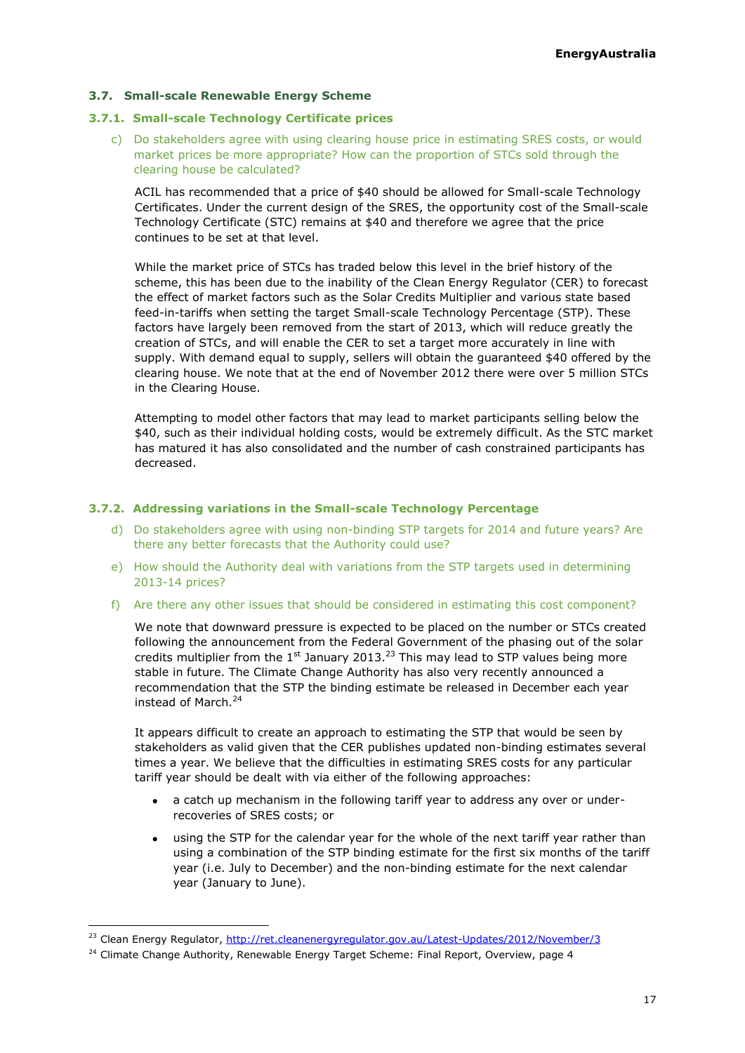### 3.7. Small-scale Renewable Energy Scheme

#### 3.7.1. Small-scale Technology Certificate prices

c) Do stakeholders agree with using clearing house price in estimating SRES costs, or would market prices be more appropriate? How can the proportion of STCs sold through the clearing house be calculated?

ACIL has recommended that a price of $40 should be allowed for Small-scale Technology Certificates. Under the current design of the SRES, the opportunity cost of the Small-scale Technology Certificate (STC) remains at $40 and therefore we agree that the price continues to be set at that level.

While the market price of STCs has traded below this level in the brief history of the scheme, this has been due to the inability of the Clean Energy Regulator (CER) to forecast the effect of market factors such as the Solar Credits Multiplier and various state based feed-in-tariffs when setting the target Small-scale Technology Percentage (STP). These factors have largely been removed from the start of 2013, which will reduce greatly the creation of STCs, and will enable the CER to set a target more accurately in line with supply. With demand equal to supply, sellers will obtain the guaranteed $40 offered by the clearing house. We note that at the end of November 2012 there were over 5 million STCs in the Clearing House.

Attempting to model other factors that may lead to market participants selling below the $40, such as their individual holding costs, would be extremely difficult. As the STC market has matured it has also consolidated and the number of cash constrained participants has decreased.

#### 3.7.2. Addressing variations in the Small-scale Technology Percentage

d) Do stakeholders agree with using non-binding STP targets for 2014 and future years? Are there any better forecasts that the Authority could use?

e) How should the Authority deal with variations from the STP targets used in determining 2013-14 prices?

f) Are there any other issues that should be considered in estimating this cost component?

We note that downward pressure is expected to be placed on the number or STCs created following the announcement from the Federal Government of the phasing out of the solar credits multiplier from the 1st January 2013.[23] This may lead to STP values being more stable in future. The Climate Change Authority has also very recently announced a recommendation that the STP the binding estimate be released in December each year instead of March.[24]

It appears difficult to create an approach to estimating the STP that would be seen by stakeholders as valid given that the CER publishes updated non-binding estimates several times a year. We believe that the difficulties in estimating SRES costs for any particular tariff year should be dealt with via either of the following approaches:

- a catch up mechanism in the following tariff year to address any over or under-recoveries of SRES costs; or
- using the STP for the calendar year for the whole of the next tariff year rather than using a combination of the STP binding estimate for the first six months of the tariff year (i.e. July to December) and the non-binding estimate for the next calendar year (January to June).

---

[23] Clean Energy Regulator, http://ret.cleanenergyregulator.gov.au/Latest-Updates/2012/November/3

[24] Climate Change Authority, Renewable Energy Target Scheme: Final Report, Overview, page 4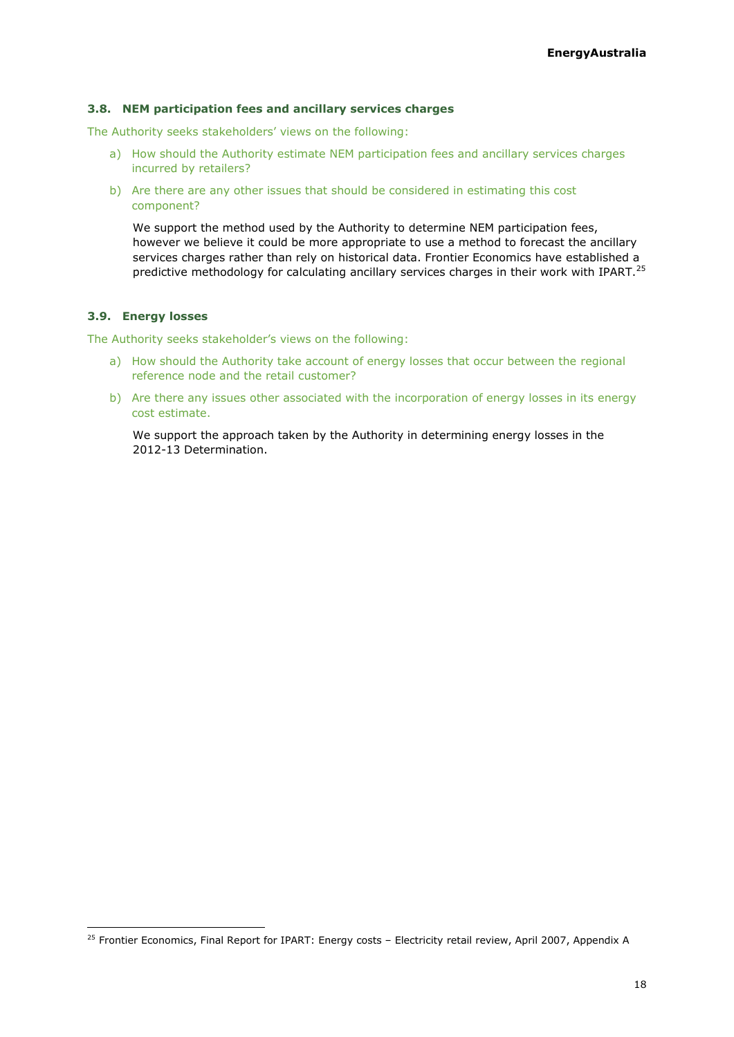### 3.8. NEM participation fees and ancillary services charges

The Authority seeks stakeholders' views on the following:

a) How should the Authority estimate NEM participation fees and ancillary services charges incurred by retailers?

b) Are there are any other issues that should be considered in estimating this cost component?

We support the method used by the Authority to determine NEM participation fees, however we believe it could be more appropriate to use a method to forecast the ancillary services charges rather than rely on historical data. Frontier Economics have established a predictive methodology for calculating ancillary services charges in their work with IPART.[25]

### 3.9. Energy losses

The Authority seeks stakeholder's views on the following:

a) How should the Authority take account of energy losses that occur between the regional reference node and the retail customer?

b) Are there any issues other associated with the incorporation of energy losses in its energy cost estimate.

We support the approach taken by the Authority in determining energy losses in the 2012-13 Determination.

---

[25] Frontier Economics, Final Report for IPART: Energy costs – Electricity retail review, April 2007, Appendix A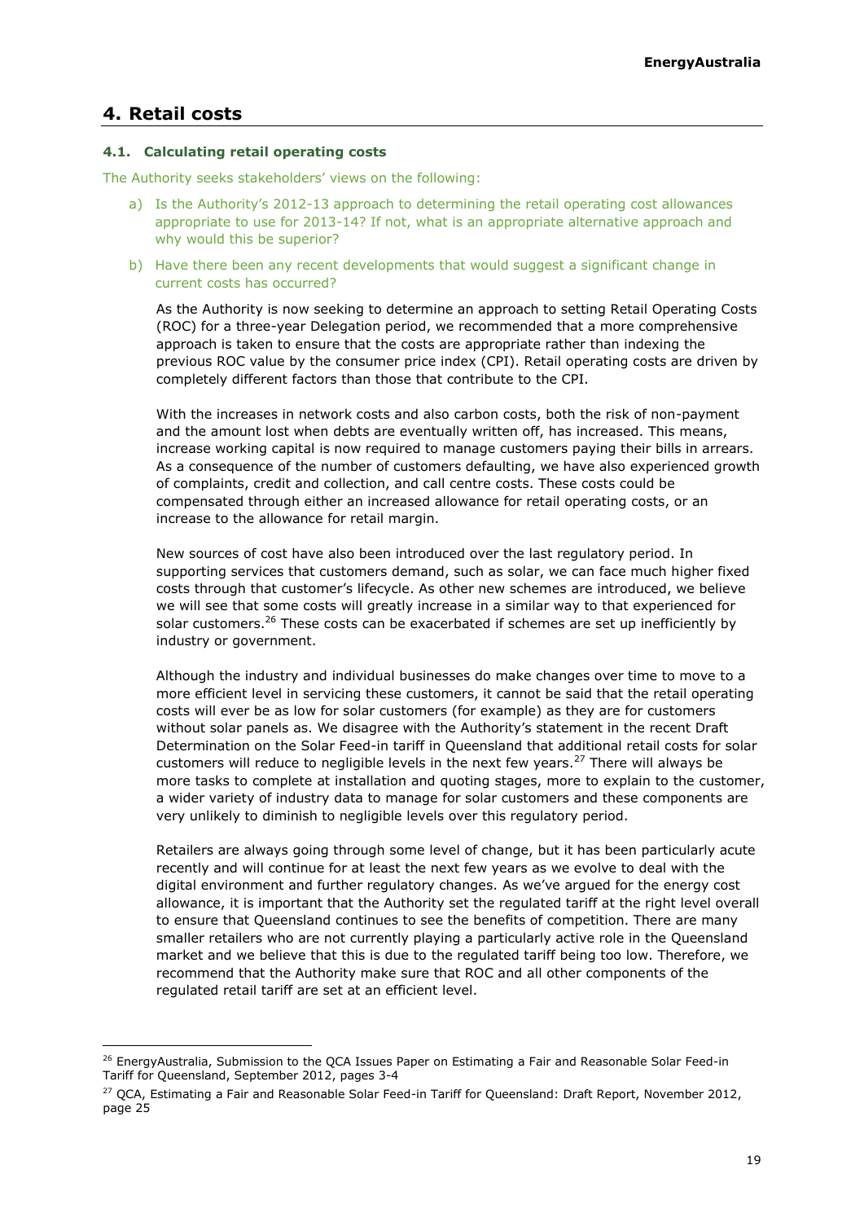## 4. Retail costs

### 4.1. Calculating retail operating costs

The Authority seeks stakeholders' views on the following:

a) Is the Authority's 2012-13 approach to determining the retail operating cost allowances appropriate to use for 2013-14? If not, what is an appropriate alternative approach and why would this be superior?

b) Have there been any recent developments that would suggest a significant change in current costs has occurred?

As the Authority is now seeking to determine an approach to setting Retail Operating Costs (ROC) for a three-year Delegation period, we recommended that a more comprehensive approach is taken to ensure that the costs are appropriate rather than indexing the previous ROC value by the consumer price index (CPI). Retail operating costs are driven by completely different factors than those that contribute to the CPI.

With the increases in network costs and also carbon costs, both the risk of non-payment and the amount lost when debts are eventually written off, has increased. This means, increase working capital is now required to manage customers paying their bills in arrears. As a consequence of the number of customers defaulting, we have also experienced growth of complaints, credit and collection, and call centre costs. These costs could be compensated through either an increased allowance for retail operating costs, or an increase to the allowance for retail margin.

New sources of cost have also been introduced over the last regulatory period. In supporting services that customers demand, such as solar, we can face much higher fixed costs through that customer's lifecycle. As other new schemes are introduced, we believe we will see that some costs will greatly increase in a similar way to that experienced for solar customers.[26] These costs can be exacerbated if schemes are set up inefficiently by industry or government.

Although the industry and individual businesses do make changes over time to move to a more efficient level in servicing these customers, it cannot be said that the retail operating costs will ever be as low for solar customers (for example) as they are for customers without solar panels as. We disagree with the Authority's statement in the recent Draft Determination on the Solar Feed-in tariff in Queensland that additional retail costs for solar customers will reduce to negligible levels in the next few years.[27] There will always be more tasks to complete at installation and quoting stages, more to explain to the customer, a wider variety of industry data to manage for solar customers and these components are very unlikely to diminish to negligible levels over this regulatory period.

Retailers are always going through some level of change, but it has been particularly acute recently and will continue for at least the next few years as we evolve to deal with the digital environment and further regulatory changes. As we've argued for the energy cost allowance, it is important that the Authority set the regulated tariff at the right level overall to ensure that Queensland continues to see the benefits of competition. There are many smaller retailers who are not currently playing a particularly active role in the Queensland market and we believe that this is due to the regulated tariff being too low. Therefore, we recommend that the Authority make sure that ROC and all other components of the regulated retail tariff are set at an efficient level.

---

[26] EnergyAustralia, Submission to the QCA Issues Paper on Estimating a Fair and Reasonable Solar Feed-in Tariff for Queensland, September 2012, pages 3-4

[27] QCA, Estimating a Fair and Reasonable Solar Feed-in Tariff for Queensland: Draft Report, November 2012, page 25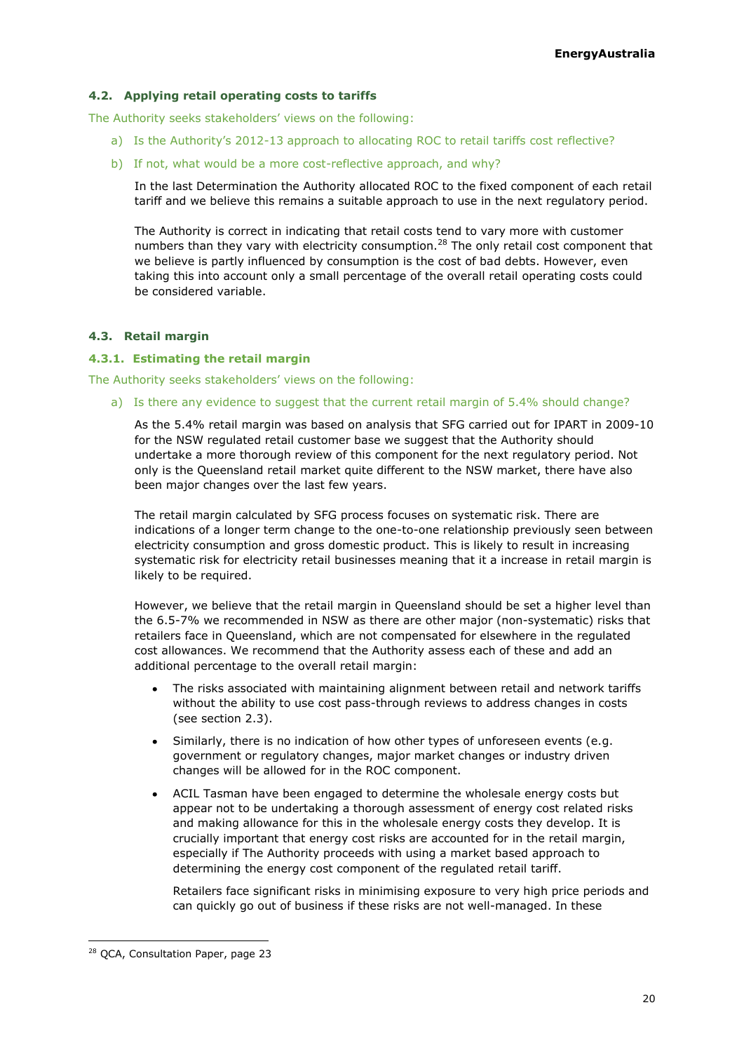### 4.2. Applying retail operating costs to tariffs

The Authority seeks stakeholders' views on the following:

a) Is the Authority's 2012-13 approach to allocating ROC to retail tariffs cost reflective?

b) If not, what would be a more cost-reflective approach, and why?

In the last Determination the Authority allocated ROC to the fixed component of each retail tariff and we believe this remains a suitable approach to use in the next regulatory period.

The Authority is correct in indicating that retail costs tend to vary more with customer numbers than they vary with electricity consumption.[28] The only retail cost component that we believe is partly influenced by consumption is the cost of bad debts. However, even taking this into account only a small percentage of the overall retail operating costs could be considered variable.

### 4.3. Retail margin

#### 4.3.1. Estimating the retail margin

The Authority seeks stakeholders' views on the following:

a) Is there any evidence to suggest that the current retail margin of 5.4% should change?

As the 5.4% retail margin was based on analysis that SFG carried out for IPART in 2009-10 for the NSW regulated retail customer base we suggest that the Authority should undertake a more thorough review of this component for the next regulatory period. Not only is the Queensland retail market quite different to the NSW market, there have also been major changes over the last few years.

The retail margin calculated by SFG process focuses on systematic risk. There are indications of a longer term change to the one-to-one relationship previously seen between electricity consumption and gross domestic product. This is likely to result in increasing systematic risk for electricity retail businesses meaning that it a increase in retail margin is likely to be required.

However, we believe that the retail margin in Queensland should be set a higher level than the 6.5-7% we recommended in NSW as there are other major (non-systematic) risks that retailers face in Queensland, which are not compensated for elsewhere in the regulated cost allowances. We recommend that the Authority assess each of these and add an additional percentage to the overall retail margin:

- The risks associated with maintaining alignment between retail and network tariffs without the ability to use cost pass-through reviews to address changes in costs (see section 2.3).
- Similarly, there is no indication of how other types of unforeseen events (e.g. government or regulatory changes, major market changes or industry driven changes will be allowed for in the ROC component.
- ACIL Tasman have been engaged to determine the wholesale energy costs but appear not to be undertaking a thorough assessment of energy cost related risks and making allowance for this in the wholesale energy costs they develop. It is crucially important that energy cost risks are accounted for in the retail margin, especially if The Authority proceeds with using a market based approach to determining the energy cost component of the regulated retail tariff.

  Retailers face significant risks in minimising exposure to very high price periods and can quickly go out of business if these risks are not well-managed. In these

---

[28] QCA, Consultation Paper, page 23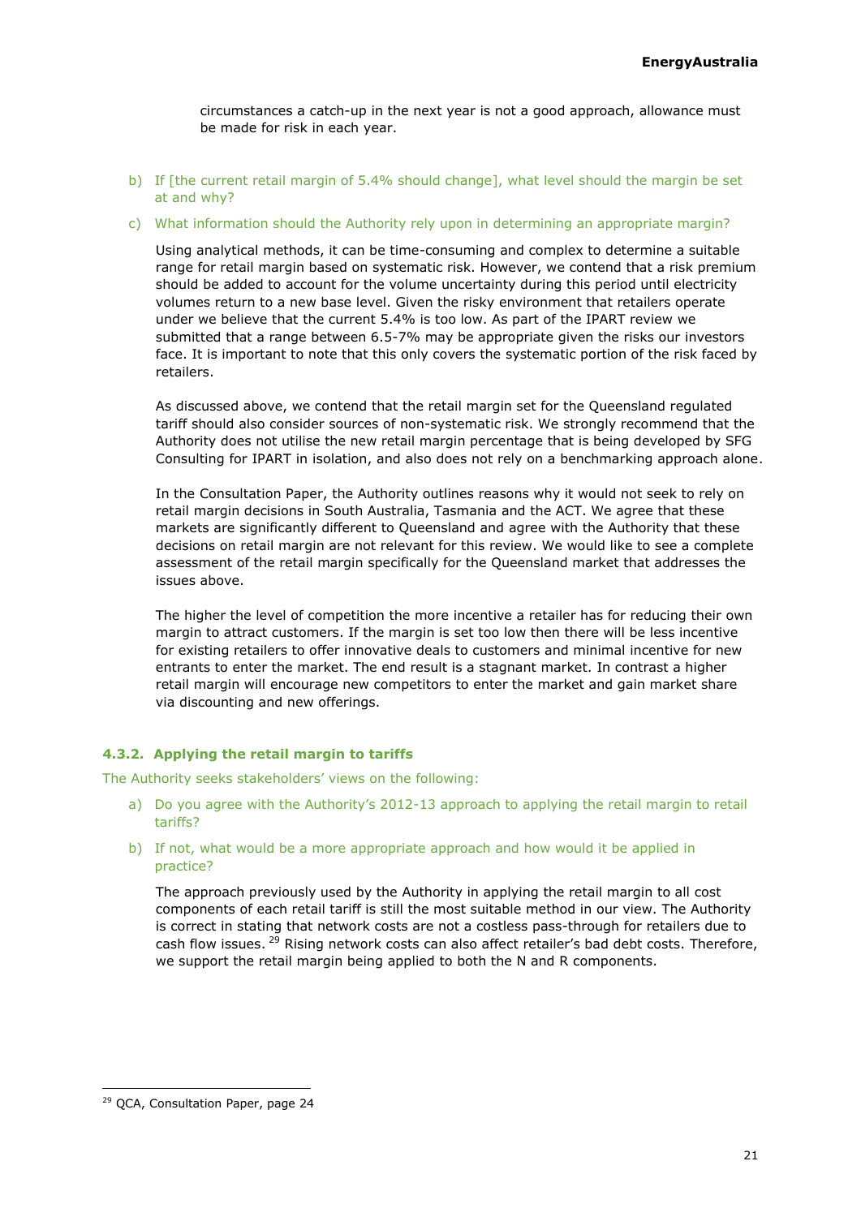circumstances a catch-up in the next year is not a good approach, allowance must be made for risk in each year.

b) If [the current retail margin of 5.4% should change], what level should the margin be set at and why?

c) What information should the Authority rely upon in determining an appropriate margin?

Using analytical methods, it can be time-consuming and complex to determine a suitable range for retail margin based on systematic risk. However, we contend that a risk premium should be added to account for the volume uncertainty during this period until electricity volumes return to a new base level. Given the risky environment that retailers operate under we believe that the current 5.4% is too low. As part of the IPART review we submitted that a range between 6.5-7% may be appropriate given the risks our investors face. It is important to note that this only covers the systematic portion of the risk faced by retailers.

As discussed above, we contend that the retail margin set for the Queensland regulated tariff should also consider sources of non-systematic risk. We strongly recommend that the Authority does not utilise the new retail margin percentage that is being developed by SFG Consulting for IPART in isolation, and also does not rely on a benchmarking approach alone.

In the Consultation Paper, the Authority outlines reasons why it would not seek to rely on retail margin decisions in South Australia, Tasmania and the ACT. We agree that these markets are significantly different to Queensland and agree with the Authority that these decisions on retail margin are not relevant for this review. We would like to see a complete assessment of the retail margin specifically for the Queensland market that addresses the issues above.

The higher the level of competition the more incentive a retailer has for reducing their own margin to attract customers. If the margin is set too low then there will be less incentive for existing retailers to offer innovative deals to customers and minimal incentive for new entrants to enter the market. The end result is a stagnant market. In contrast a higher retail margin will encourage new competitors to enter the market and gain market share via discounting and new offerings.

### 4.3.2. Applying the retail margin to tariffs

The Authority seeks stakeholders' views on the following:

a) Do you agree with the Authority's 2012-13 approach to applying the retail margin to retail tariffs?

b) If not, what would be a more appropriate approach and how would it be applied in practice?

The approach previously used by the Authority in applying the retail margin to all cost components of each retail tariff is still the most suitable method in our view. The Authority is correct in stating that network costs are not a costless pass-through for retailers due to cash flow issues. [29] Rising network costs can also affect retailer's bad debt costs. Therefore, we support the retail margin being applied to both the N and R components.

[29] QCA, Consultation Paper, page 24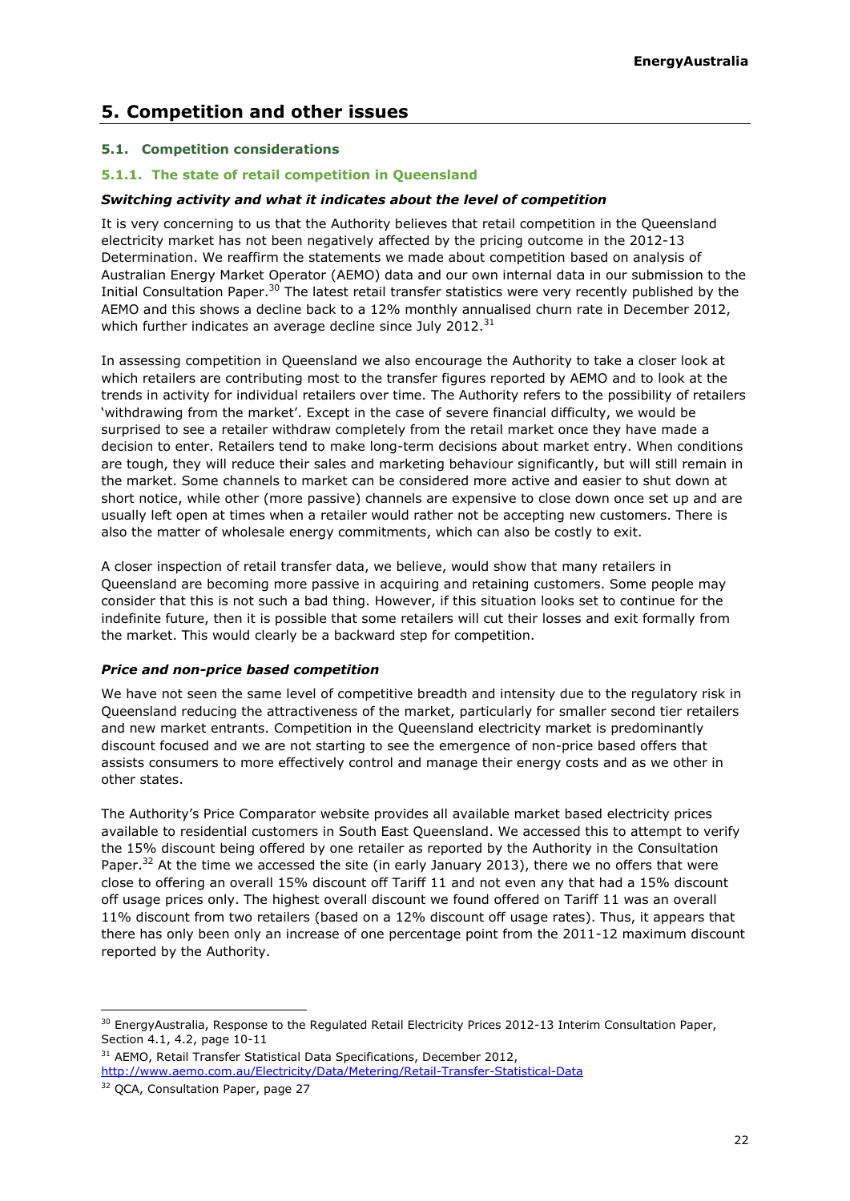# 5. Competition and other issues

### 5.1. Competition considerations

#### 5.1.1. The state of retail competition in Queensland

***Switching activity and what it indicates about the level of competition***

It is very concerning to us that the Authority believes that retail competition in the Queensland electricity market has not been negatively affected by the pricing outcome in the 2012-13 Determination. We reaffirm the statements we made about competition based on analysis of Australian Energy Market Operator (AEMO) data and our own internal data in our submission to the Initial Consultation Paper.[30] The latest retail transfer statistics were very recently published by the AEMO and this shows a decline back to a 12% monthly annualised churn rate in December 2012, which further indicates an average decline since July 2012.[31]

In assessing competition in Queensland we also encourage the Authority to take a closer look at which retailers are contributing most to the transfer figures reported by AEMO and to look at the trends in activity for individual retailers over time. The Authority refers to the possibility of retailers 'withdrawing from the market'. Except in the case of severe financial difficulty, we would be surprised to see a retailer withdraw completely from the retail market once they have made a decision to enter. Retailers tend to make long-term decisions about market entry. When conditions are tough, they will reduce their sales and marketing behaviour significantly, but will still remain in the market. Some channels to market can be considered more active and easier to shut down at short notice, while other (more passive) channels are expensive to close down once set up and are usually left open at times when a retailer would rather not be accepting new customers. There is also the matter of wholesale energy commitments, which can also be costly to exit.

A closer inspection of retail transfer data, we believe, would show that many retailers in Queensland are becoming more passive in acquiring and retaining customers. Some people may consider that this is not such a bad thing. However, if this situation looks set to continue for the indefinite future, then it is possible that some retailers will cut their losses and exit formally from the market. This would clearly be a backward step for competition.

***Price and non-price based competition***

We have not seen the same level of competitive breadth and intensity due to the regulatory risk in Queensland reducing the attractiveness of the market, particularly for smaller second tier retailers and new market entrants. Competition in the Queensland electricity market is predominantly discount focused and we are not starting to see the emergence of non-price based offers that assists consumers to more effectively control and manage their energy costs and as we other in other states.

The Authority's Price Comparator website provides all available market based electricity prices available to residential customers in South East Queensland. We accessed this to attempt to verify the 15% discount being offered by one retailer as reported by the Authority in the Consultation Paper.[32] At the time we accessed the site (in early January 2013), there we no offers that were close to offering an overall 15% discount off Tariff 11 and not even any that had a 15% discount off usage prices only. The highest overall discount we found offered on Tariff 11 was an overall 11% discount from two retailers (based on a 12% discount off usage rates). Thus, it appears that there has only been only an increase of one percentage point from the 2011-12 maximum discount reported by the Authority.

---

[30] EnergyAustralia, Response to the Regulated Retail Electricity Prices 2012-13 Interim Consultation Paper, Section 4.1, 4.2, page 10-11

[31] AEMO, Retail Transfer Statistical Data Specifications, December 2012, http://www.aemo.com.au/Electricity/Data/Metering/Retail-Transfer-Statistical-Data

[32] QCA, Consultation Paper, page 27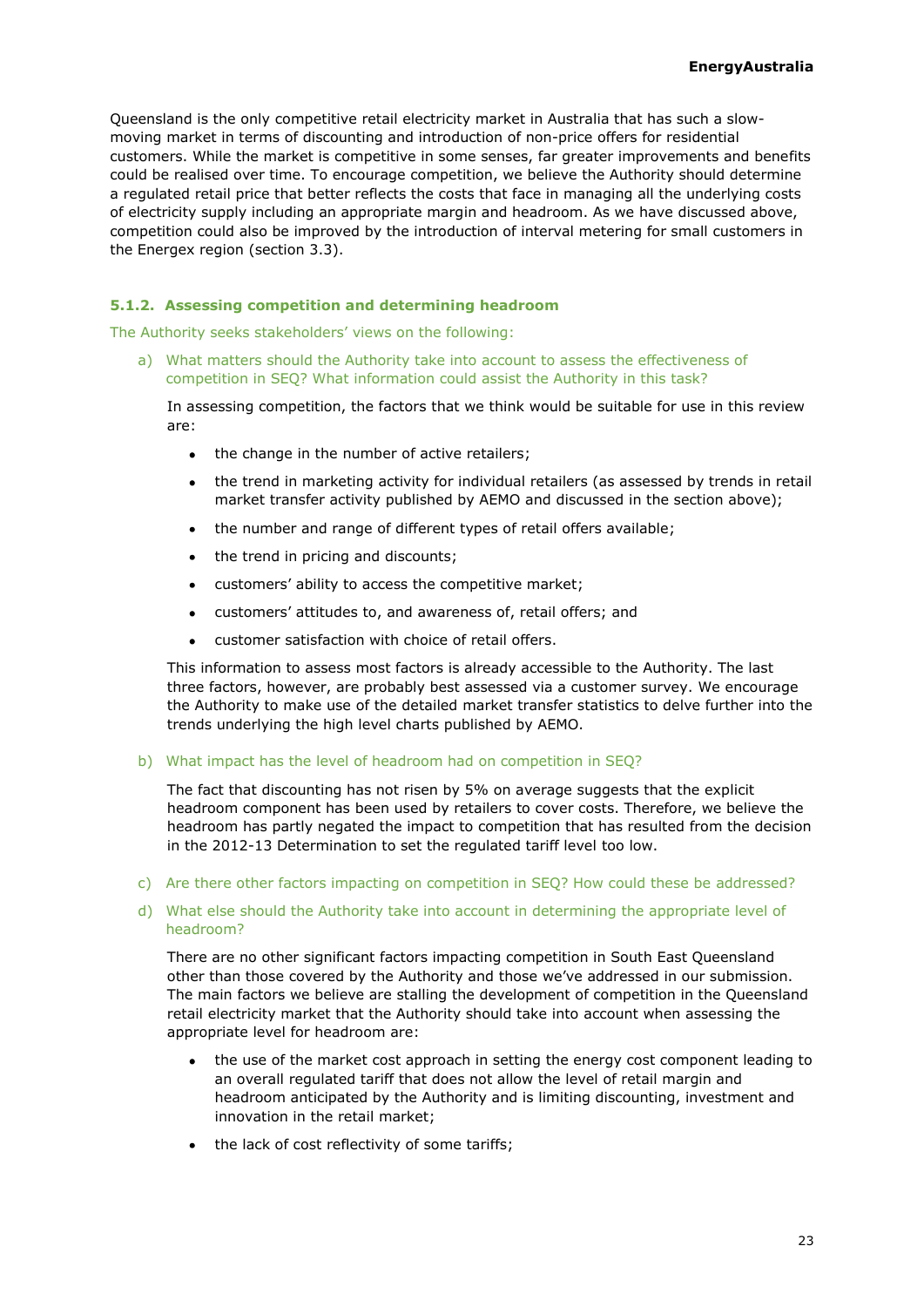Queensland is the only competitive retail electricity market in Australia that has such a slow-moving market in terms of discounting and introduction of non-price offers for residential customers. While the market is competitive in some senses, far greater improvements and benefits could be realised over time. To encourage competition, we believe the Authority should determine a regulated retail price that better reflects the costs that face in managing all the underlying costs of electricity supply including an appropriate margin and headroom. As we have discussed above, competition could also be improved by the introduction of interval metering for small customers in the Energex region (section 3.3).

### 5.1.2. Assessing competition and determining headroom

The Authority seeks stakeholders' views on the following:

a) What matters should the Authority take into account to assess the effectiveness of competition in SEQ? What information could assist the Authority in this task?

In assessing competition, the factors that we think would be suitable for use in this review are:

- the change in the number of active retailers;
- the trend in marketing activity for individual retailers (as assessed by trends in retail market transfer activity published by AEMO and discussed in the section above);
- the number and range of different types of retail offers available;
- the trend in pricing and discounts;
- customers' ability to access the competitive market;
- customers' attitudes to, and awareness of, retail offers; and
- customer satisfaction with choice of retail offers.

This information to assess most factors is already accessible to the Authority. The last three factors, however, are probably best assessed via a customer survey. We encourage the Authority to make use of the detailed market transfer statistics to delve further into the trends underlying the high level charts published by AEMO.

b) What impact has the level of headroom had on competition in SEQ?

The fact that discounting has not risen by 5% on average suggests that the explicit headroom component has been used by retailers to cover costs. Therefore, we believe the headroom has partly negated the impact to competition that has resulted from the decision in the 2012-13 Determination to set the regulated tariff level too low.

c) Are there other factors impacting on competition in SEQ? How could these be addressed?

d) What else should the Authority take into account in determining the appropriate level of headroom?

There are no other significant factors impacting competition in South East Queensland other than those covered by the Authority and those we've addressed in our submission. The main factors we believe are stalling the development of competition in the Queensland retail electricity market that the Authority should take into account when assessing the appropriate level for headroom are:

- the use of the market cost approach in setting the energy cost component leading to an overall regulated tariff that does not allow the level of retail margin and headroom anticipated by the Authority and is limiting discounting, investment and innovation in the retail market;
- the lack of cost reflectivity of some tariffs;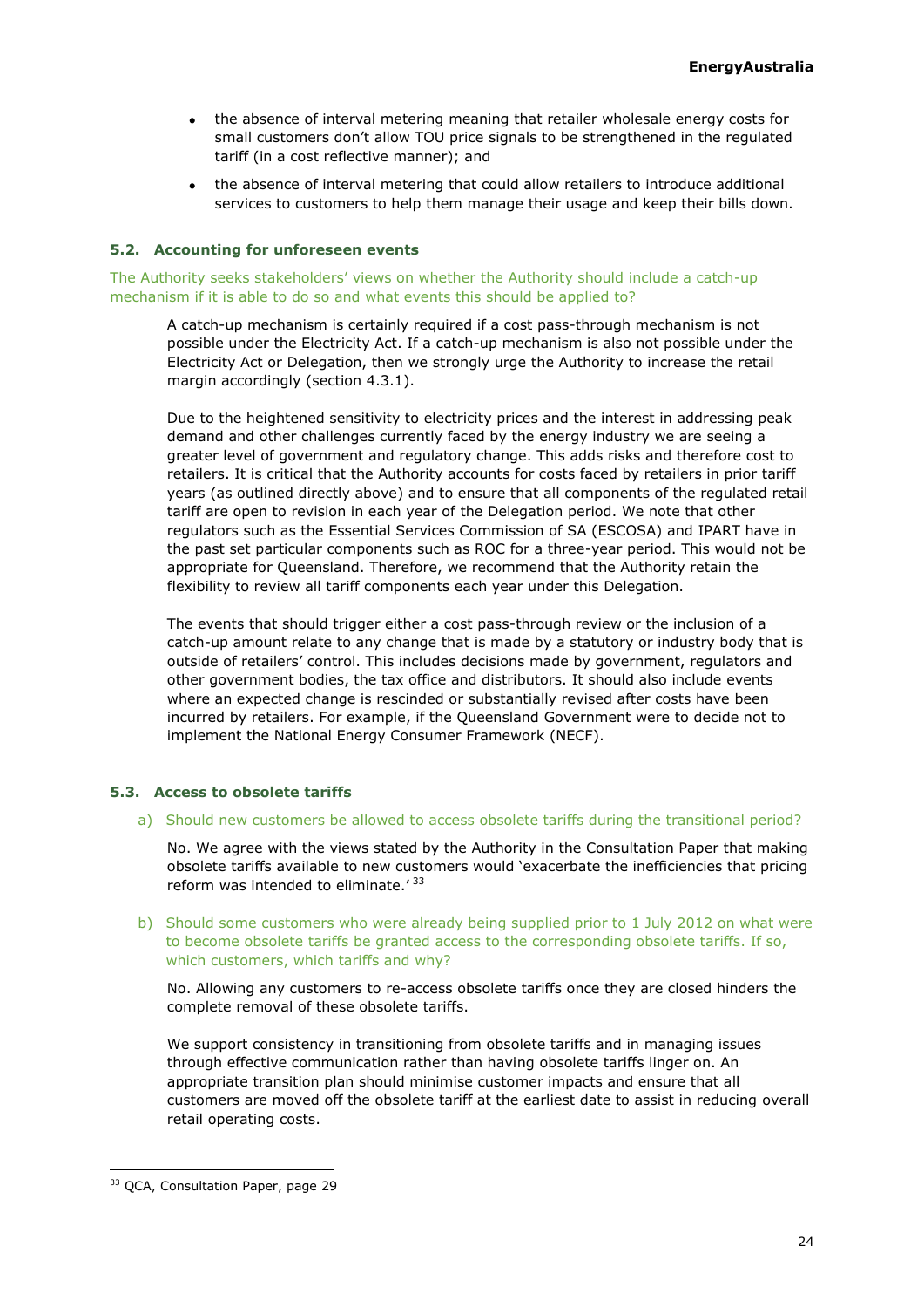- the absence of interval metering meaning that retailer wholesale energy costs for small customers don't allow TOU price signals to be strengthened in the regulated tariff (in a cost reflective manner); and
- the absence of interval metering that could allow retailers to introduce additional services to customers to help them manage their usage and keep their bills down.

### 5.2. Accounting for unforeseen events

The Authority seeks stakeholders' views on whether the Authority should include a catch-up mechanism if it is able to do so and what events this should be applied to?

A catch-up mechanism is certainly required if a cost pass-through mechanism is not possible under the Electricity Act. If a catch-up mechanism is also not possible under the Electricity Act or Delegation, then we strongly urge the Authority to increase the retail margin accordingly (section 4.3.1).

Due to the heightened sensitivity to electricity prices and the interest in addressing peak demand and other challenges currently faced by the energy industry we are seeing a greater level of government and regulatory change. This adds risks and therefore cost to retailers. It is critical that the Authority accounts for costs faced by retailers in prior tariff years (as outlined directly above) and to ensure that all components of the regulated retail tariff are open to revision in each year of the Delegation period. We note that other regulators such as the Essential Services Commission of SA (ESCOSA) and IPART have in the past set particular components such as ROC for a three-year period. This would not be appropriate for Queensland. Therefore, we recommend that the Authority retain the flexibility to review all tariff components each year under this Delegation.

The events that should trigger either a cost pass-through review or the inclusion of a catch-up amount relate to any change that is made by a statutory or industry body that is outside of retailers' control. This includes decisions made by government, regulators and other government bodies, the tax office and distributors. It should also include events where an expected change is rescinded or substantially revised after costs have been incurred by retailers. For example, if the Queensland Government were to decide not to implement the National Energy Consumer Framework (NECF).

### 5.3. Access to obsolete tariffs

a) Should new customers be allowed to access obsolete tariffs during the transitional period?

No. We agree with the views stated by the Authority in the Consultation Paper that making obsolete tariffs available to new customers would 'exacerbate the inefficiencies that pricing reform was intended to eliminate.' [33]

b) Should some customers who were already being supplied prior to 1 July 2012 on what were to become obsolete tariffs be granted access to the corresponding obsolete tariffs. If so, which customers, which tariffs and why?

No. Allowing any customers to re-access obsolete tariffs once they are closed hinders the complete removal of these obsolete tariffs.

We support consistency in transitioning from obsolete tariffs and in managing issues through effective communication rather than having obsolete tariffs linger on. An appropriate transition plan should minimise customer impacts and ensure that all customers are moved off the obsolete tariff at the earliest date to assist in reducing overall retail operating costs.

---

[33] QCA, Consultation Paper, page 29